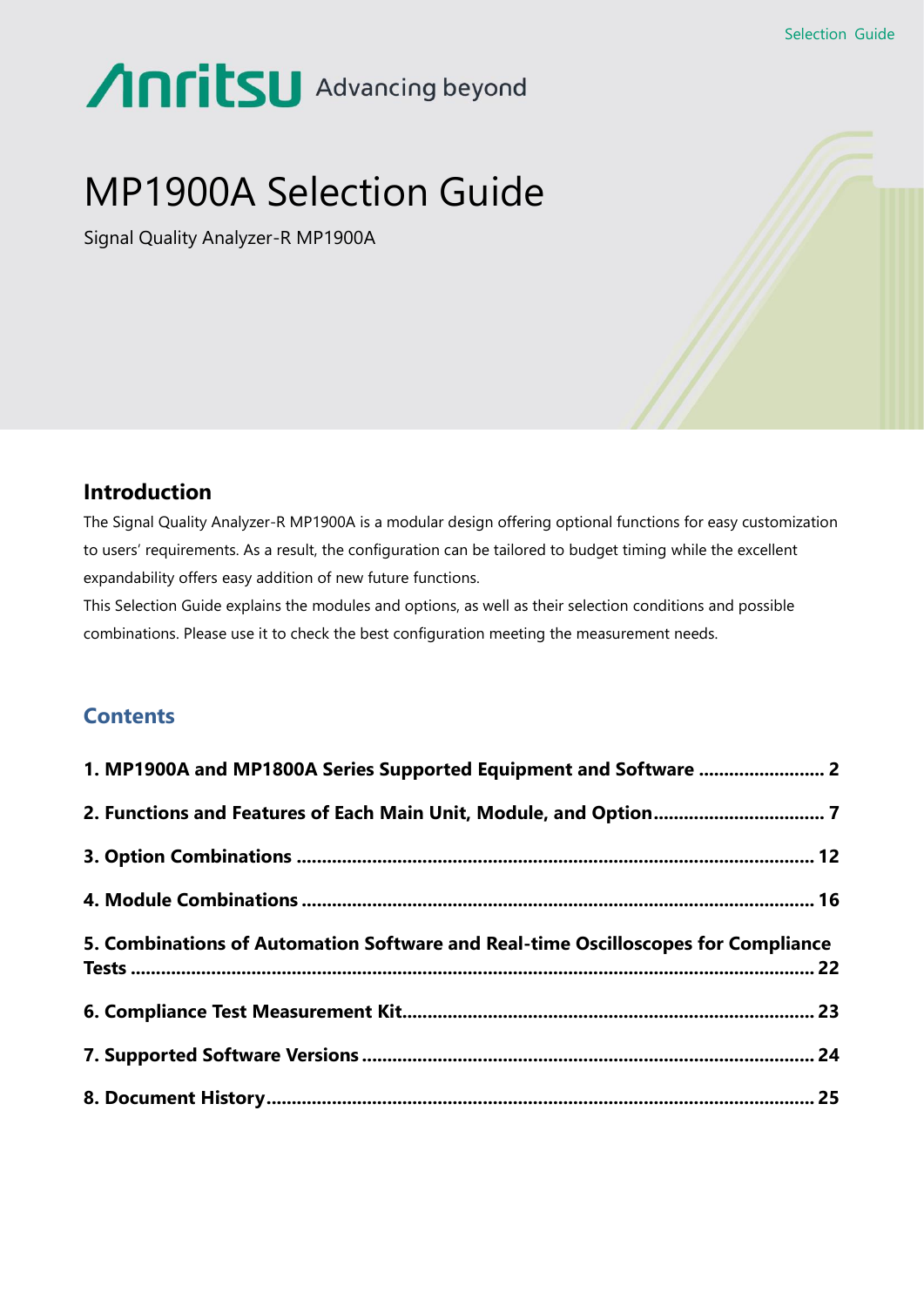Selection Guide

Anritsu Advancing beyond

# MP1900A Selection Guide

Signal Quality Analyzer-R MP1900A

## Introduction

The Signal Quality Analyzer-R MP1900A is a modular design offering optional functions for easy customization to users' requirements. As a result, the configuration can be tailored to budget timing while the excellent expandability offers easy addition of new future functions.

This Selection Guide explains the modules and options, as well as their selection conditions and possible combinations. Please use it to check the best configuration meeting the measurement needs.

## Contents

**1. MP1900A and MP1800A Series Supported Equipment and Software ........................ 2**

**2. Functions and Features of Each Main Unit, Module, and Option................................. 7**

**3. Option Combinations ..................................................................................................... 12**

**4. Module Combinations .................................................................................................... 16**

**5. Combinations of Automation Software and Real-time Oscilloscopes for Compliance Tests ........................................................................................................................... 22**

**6. Compliance Test Measurement Kit................................................................................ 23**

**7. Supported Software Versions ......................................................................................... 24**

**8. Document History........................................................................................................... 25**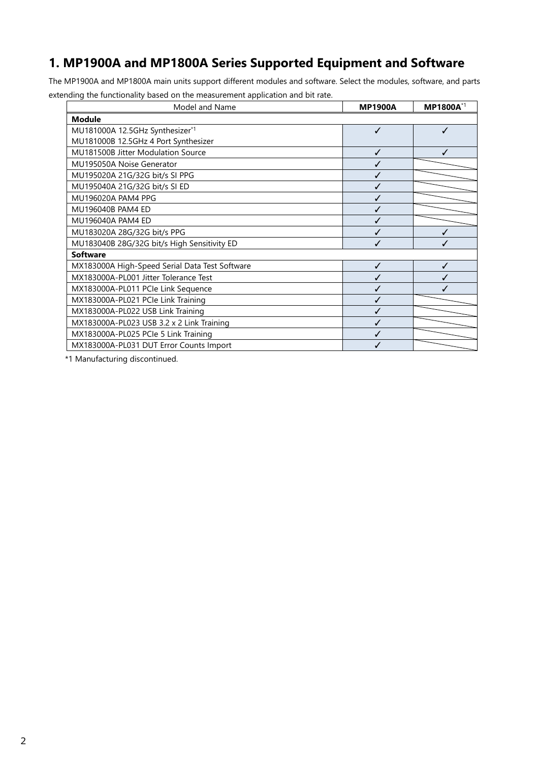# 1. MP1900A and MP1800A Series Supported Equipment and Software

The MP1900A and MP1800A main units support different modules and software. Select the modules, software, and parts extending the functionality based on the measurement application and bit rate.

| Model and Name | MP1900A | MP1800A[*1] |
|---|---|---|
| **Module** | | |
| MU181000A 12.5GHz Synthesizer[*1]<br>MU181000B 12.5GHz 4 Port Synthesizer | ✓ | ✓ |
| MU181500B Jitter Modulation Source | ✓ | ✓ |
| MU195050A Noise Generator | ✓ | |
| MU195020A 21G/32G bit/s SI PPG | ✓ | |
| MU195040A 21G/32G bit/s SI ED | ✓ | |
| MU196020A PAM4 PPG | ✓ | |
| MU196040B PAM4 ED | ✓ | |
| MU196040A PAM4 ED | ✓ | |
| MU183020A 28G/32G bit/s PPG | ✓ | ✓ |
| MU183040B 28G/32G bit/s High Sensitivity ED | ✓ | ✓ |
| **Software** | | |
| MX183000A High-Speed Serial Data Test Software | ✓ | ✓ |
| MX183000A-PL001 Jitter Tolerance Test | ✓ | ✓ |
| MX183000A-PL011 PCIe Link Sequence | ✓ | ✓ |
| MX183000A-PL021 PCIe Link Training | ✓ | |
| MX183000A-PL022 USB Link Training | ✓ | |
| MX183000A-PL023 USB 3.2 x 2 Link Training | ✓ | |
| MX183000A-PL025 PCIe 5 Link Training | ✓ | |
| MX183000A-PL031 DUT Error Counts Import | ✓ | |

*1 Manufacturing discontinued.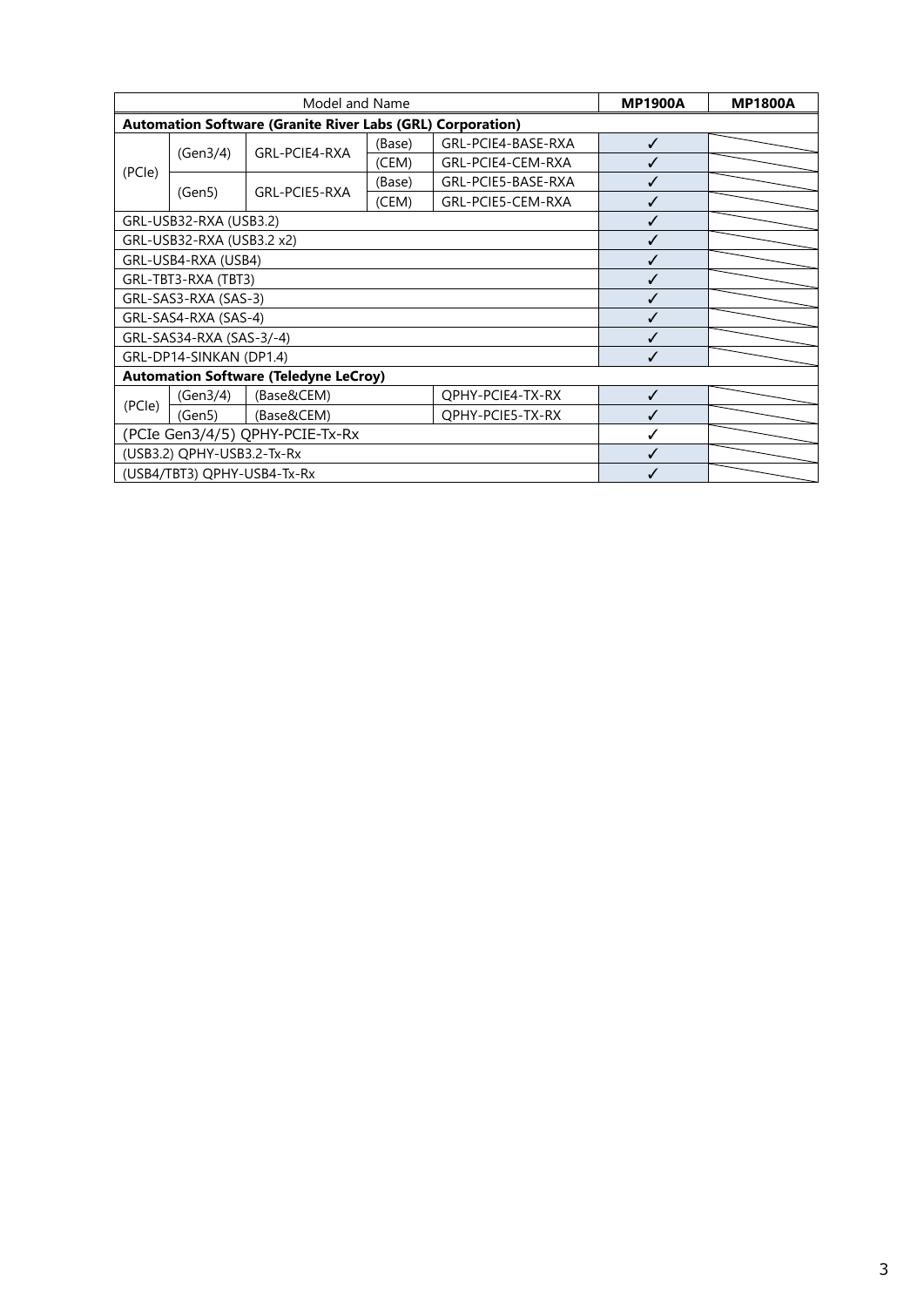| Model and Name | | | | | MP1900A | MP1800A |
|---|---|---|---|---|---|---|
| **Automation Software (Granite River Labs (GRL) Corporation)** | | | | | | |
| (PCIe) | (Gen3/4) | GRL-PCIE4-RXA | (Base) | GRL-PCIE4-BASE-RXA | ✓ | |
| | | | (CEM) | GRL-PCIE4-CEM-RXA | ✓ | |
| | (Gen5) | GRL-PCIE5-RXA | (Base) | GRL-PCIE5-BASE-RXA | ✓ | |
| | | | (CEM) | GRL-PCIE5-CEM-RXA | ✓ | |
| GRL-USB32-RXA (USB3.2) | | | | | ✓ | |
| GRL-USB32-RXA (USB3.2 x2) | | | | | ✓ | |
| GRL-USB4-RXA (USB4) | | | | | ✓ | |
| GRL-TBT3-RXA (TBT3) | | | | | ✓ | |
| GRL-SAS3-RXA (SAS-3) | | | | | ✓ | |
| GRL-SAS4-RXA (SAS-4) | | | | | ✓ | |
| GRL-SAS34-RXA (SAS-3/-4) | | | | | ✓ | |
| GRL-DP14-SINKAN (DP1.4) | | | | | ✓ | |
| **Automation Software (Teledyne LeCroy)** | | | | | | |
| (PCIe) | (Gen3/4) | (Base&CEM) | | QPHY-PCIE4-TX-RX | ✓ | |
| | (Gen5) | (Base&CEM) | | QPHY-PCIE5-TX-RX | ✓ | |
| (PCIe Gen3/4/5) QPHY-PCIE-Tx-Rx | | | | | ✓ | |
| (USB3.2) QPHY-USB3.2-Tx-Rx | | | | | ✓ | |
| (USB4/TBT3) QPHY-USB4-Tx-Rx | | | | | ✓ | |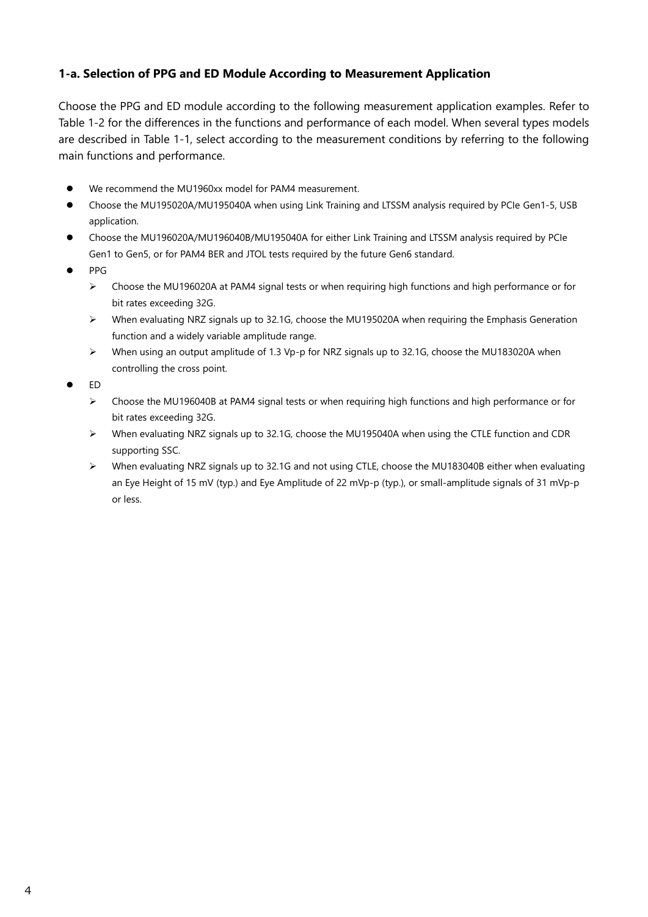### 1-a. Selection of PPG and ED Module According to Measurement Application

Choose the PPG and ED module according to the following measurement application examples. Refer to Table 1-2 for the differences in the functions and performance of each model. When several types models are described in Table 1-1, select according to the measurement conditions by referring to the following main functions and performance.

- We recommend the MU1960xx model for PAM4 measurement.
- Choose the MU195020A/MU195040A when using Link Training and LTSSM analysis required by PCIe Gen1-5, USB application.
- Choose the MU196020A/MU196040B/MU195040A for either Link Training and LTSSM analysis required by PCIe Gen1 to Gen5, or for PAM4 BER and JTOL tests required by the future Gen6 standard.
- PPG
  - Choose the MU196020A at PAM4 signal tests or when requiring high functions and high performance or for bit rates exceeding 32G.
  - When evaluating NRZ signals up to 32.1G, choose the MU195020A when requiring the Emphasis Generation function and a widely variable amplitude range.
  - When using an output amplitude of 1.3 Vp-p for NRZ signals up to 32.1G, choose the MU183020A when controlling the cross point.
- ED
  - Choose the MU196040B at PAM4 signal tests or when requiring high functions and high performance or for bit rates exceeding 32G.
  - When evaluating NRZ signals up to 32.1G, choose the MU195040A when using the CTLE function and CDR supporting SSC.
  - When evaluating NRZ signals up to 32.1G and not using CTLE, choose the MU183040B either when evaluating an Eye Height of 15 mV (typ.) and Eye Amplitude of 22 mVp-p (typ.), or small-amplitude signals of 31 mVp-p or less.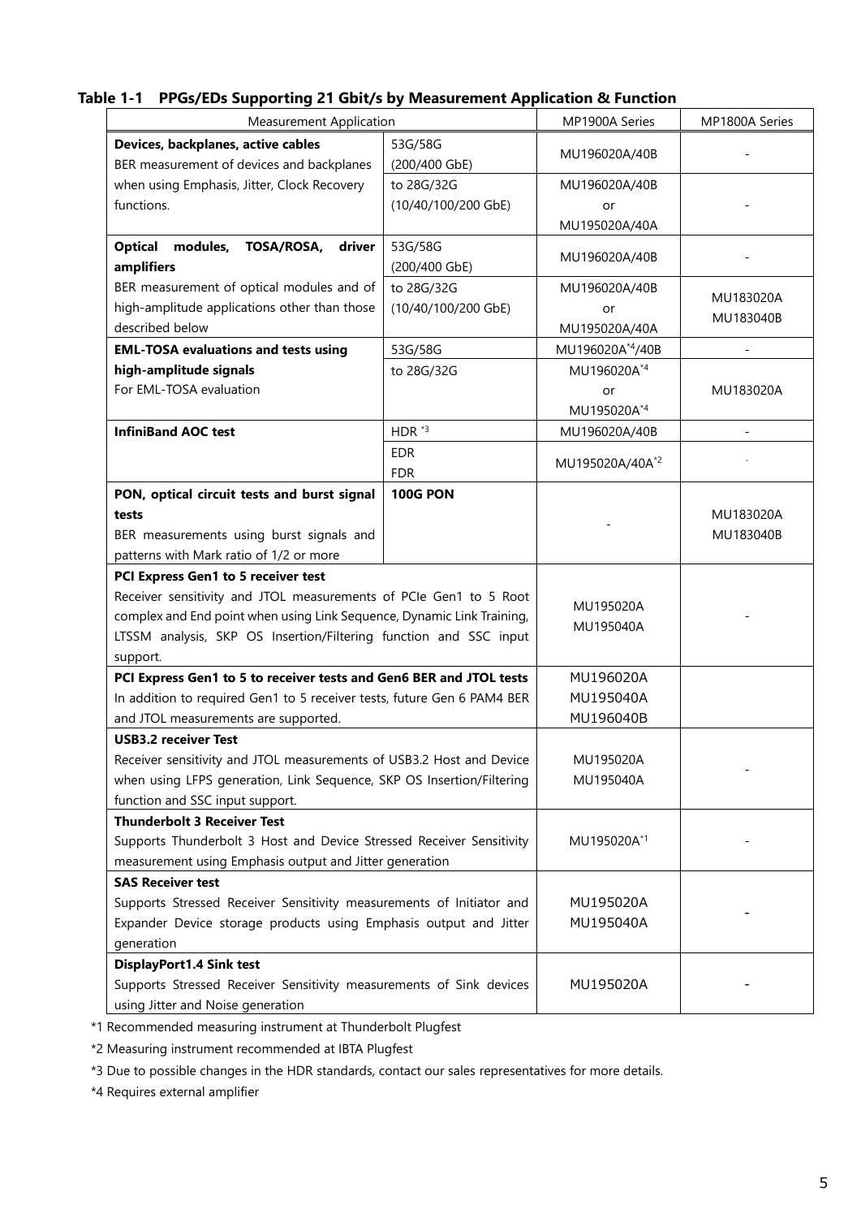**Table 1-1 PPGs/EDs Supporting 21 Gbit/s by Measurement Application & Function**

| Measurement Application | | MP1900A Series | MP1800A Series |
|---|---|---|---|
| **Devices, backplanes, active cables**<br>BER measurement of devices and backplanes when using Emphasis, Jitter, Clock Recovery functions. | 53G/58G (200/400 GbE) | MU196020A/40B | - |
| | to 28G/32G (10/40/100/200 GbE) | MU196020A/40B or MU195020A/40A | - |
| **Optical modules, TOSA/ROSA, driver amplifiers**<br>BER measurement of optical modules and of high-amplitude applications other than those described below | 53G/58G (200/400 GbE) | MU196020A/40B | - |
| | to 28G/32G (10/40/100/200 GbE) | MU196020A/40B or MU195020A/40A | MU183020A MU183040B |
| **EML-TOSA evaluations and tests using high-amplitude signals**<br>For EML-TOSA evaluation | 53G/58G | MU196020A[*4]/40B | - |
| | to 28G/32G | MU196020A[*4] or MU195020A[*4] | MU183020A |
| **InfiniBand AOC test** | HDR [*3] | MU196020A/40B | - |
| | EDR FDR | MU195020A/40A[*2] | - |
| **PON, optical circuit tests and burst signal tests**<br>BER measurements using burst signals and patterns with Mark ratio of 1/2 or more | **100G PON** | - | MU183020A MU183040B |
| **PCI Express Gen1 to 5 receiver test**<br>Receiver sensitivity and JTOL measurements of PCIe Gen1 to 5 Root complex and End point when using Link Sequence, Dynamic Link Training, LTSSM analysis, SKP OS Insertion/Filtering function and SSC input support. | | MU195020A MU195040A | - |
| **PCI Express Gen1 to 5 to receiver tests and Gen6 BER and JTOL tests**<br>In addition to required Gen1 to 5 receiver tests, future Gen 6 PAM4 BER and JTOL measurements are supported. | | MU196020A MU195040A MU196040B | |
| **USB3.2 receiver Test**<br>Receiver sensitivity and JTOL measurements of USB3.2 Host and Device when using LFPS generation, Link Sequence, SKP OS Insertion/Filtering function and SSC input support. | | MU195020A MU195040A | - |
| **Thunderbolt 3 Receiver Test**<br>Supports Thunderbolt 3 Host and Device Stressed Receiver Sensitivity measurement using Emphasis output and Jitter generation | | MU195020A[*1] | - |
| **SAS Receiver test**<br>Supports Stressed Receiver Sensitivity measurements of Initiator and Expander Device storage products using Emphasis output and Jitter generation | | MU195020A MU195040A | - |
| **DisplayPort1.4 Sink test**<br>Supports Stressed Receiver Sensitivity measurements of Sink devices using Jitter and Noise generation | | MU195020A | - |

*1 Recommended measuring instrument at Thunderbolt Plugfest

*2 Measuring instrument recommended at IBTA Plugfest

*3 Due to possible changes in the HDR standards, contact our sales representatives for more details.

*4 Requires external amplifier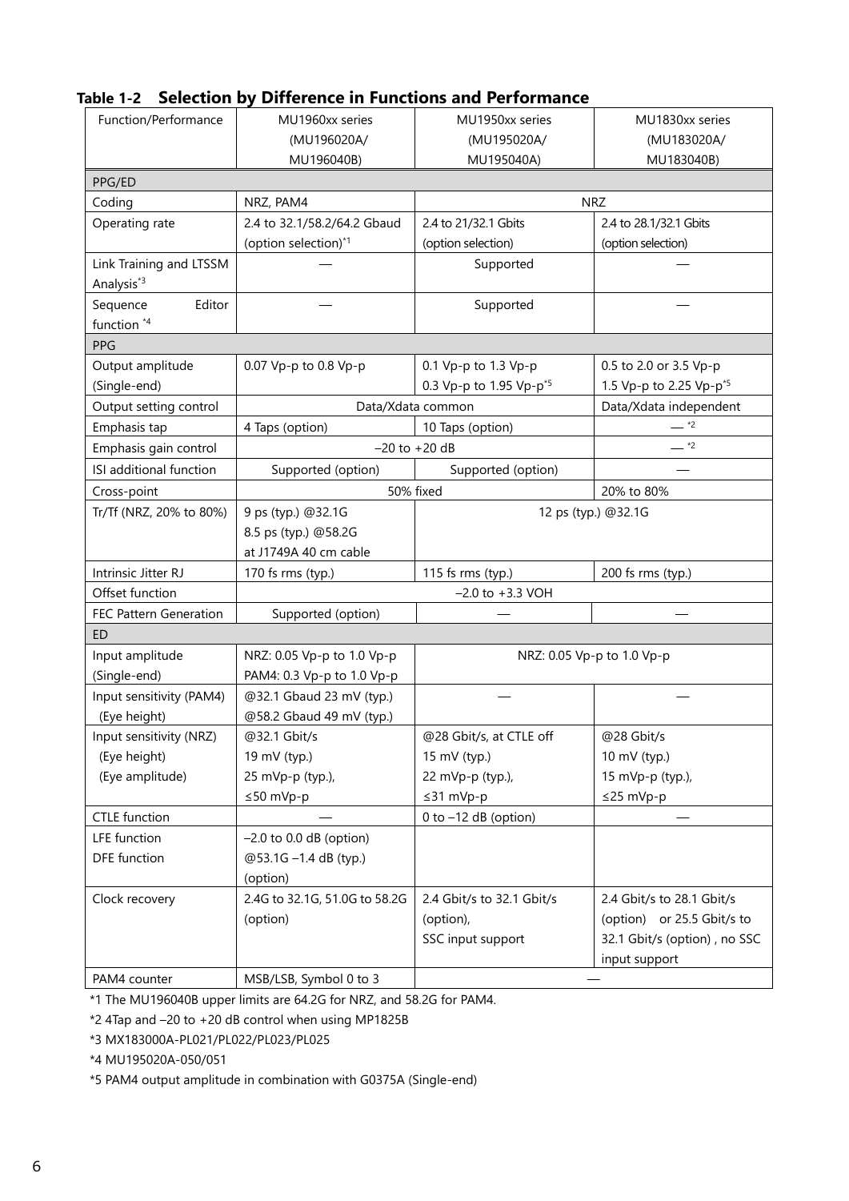**Table 1-2 Selection by Difference in Functions and Performance**

| Function/Performance | MU1960xx series (MU196020A/ MU196040B) | MU1950xx series (MU195020A/ MU195040A) | MU1830xx series (MU183020A/ MU183040B) |
|---|---|---|---|
| PPG/ED | | | |
| Coding | NRZ, PAM4 | NRZ | |
| Operating rate | 2.4 to 32.1/58.2/64.2 Gbaud (option selection)*1 | 2.4 to 21/32.1 Gbits (option selection) | 2.4 to 28.1/32.1 Gbits (option selection) |
| Link Training and LTSSM Analysis*3 | — | Supported | — |
| Sequence Editor function *4 | — | Supported | — |
| PPG | | | |
| Output amplitude (Single-end) | 0.07 Vp-p to 0.8 Vp-p | 0.1 Vp-p to 1.3 Vp-p<br>0.3 Vp-p to 1.95 Vp-p*5 | 0.5 to 2.0 or 3.5 Vp-p<br>1.5 Vp-p to 2.25 Vp-p*5 |
| Output setting control | Data/Xdata common | | Data/Xdata independent |
| Emphasis tap | 4 Taps (option) | 10 Taps (option) | — *2 |
| Emphasis gain control | −20 to +20 dB | | — *2 |
| ISI additional function | Supported (option) | Supported (option) | — |
| Cross-point | 50% fixed | | 20% to 80% |
| Tr/Tf (NRZ, 20% to 80%) | 9 ps (typ.) @32.1G<br>8.5 ps (typ.) @58.2G<br>at J1749A 40 cm cable | 12 ps (typ.) @32.1G | |
| Intrinsic Jitter RJ | 170 fs rms (typ.) | 115 fs rms (typ.) | 200 fs rms (typ.) |
| Offset function | −2.0 to +3.3 VOH | | |
| FEC Pattern Generation | Supported (option) | — | — |
| ED | | | |
| Input amplitude (Single-end) | NRZ: 0.05 Vp-p to 1.0 Vp-p<br>PAM4: 0.3 Vp-p to 1.0 Vp-p | NRZ: 0.05 Vp-p to 1.0 Vp-p | |
| Input sensitivity (PAM4) (Eye height) | @32.1 Gbaud 23 mV (typ.)<br>@58.2 Gbaud 49 mV (typ.) | — | — |
| Input sensitivity (NRZ) (Eye height) (Eye amplitude) | @32.1 Gbit/s<br>19 mV (typ.)<br>25 mVp-p (typ.),<br>≤50 mVp-p | @28 Gbit/s, at CTLE off<br>15 mV (typ.)<br>22 mVp-p (typ.),<br>≤31 mVp-p | @28 Gbit/s<br>10 mV (typ.)<br>15 mVp-p (typ.),<br>≤25 mVp-p |
| CTLE function | — | 0 to −12 dB (option) | — |
| LFE function<br>DFE function | −2.0 to 0.0 dB (option)<br>@53.1G −1.4 dB (typ.)<br>(option) | | |
| Clock recovery | 2.4G to 32.1G, 51.0G to 58.2G (option) | 2.4 Gbit/s to 32.1 Gbit/s (option),<br>SSC input support | 2.4 Gbit/s to 28.1 Gbit/s (option) or 25.5 Gbit/s to 32.1 Gbit/s (option) , no SSC input support |
| PAM4 counter | MSB/LSB, Symbol 0 to 3 | — | |

*1 The MU196040B upper limits are 64.2G for NRZ, and 58.2G for PAM4.

*2 4Tap and −20 to +20 dB control when using MP1825B

*3 MX183000A-PL021/PL022/PL023/PL025

*4 MU195020A-050/051

*5 PAM4 output amplitude in combination with G0375A (Single-end)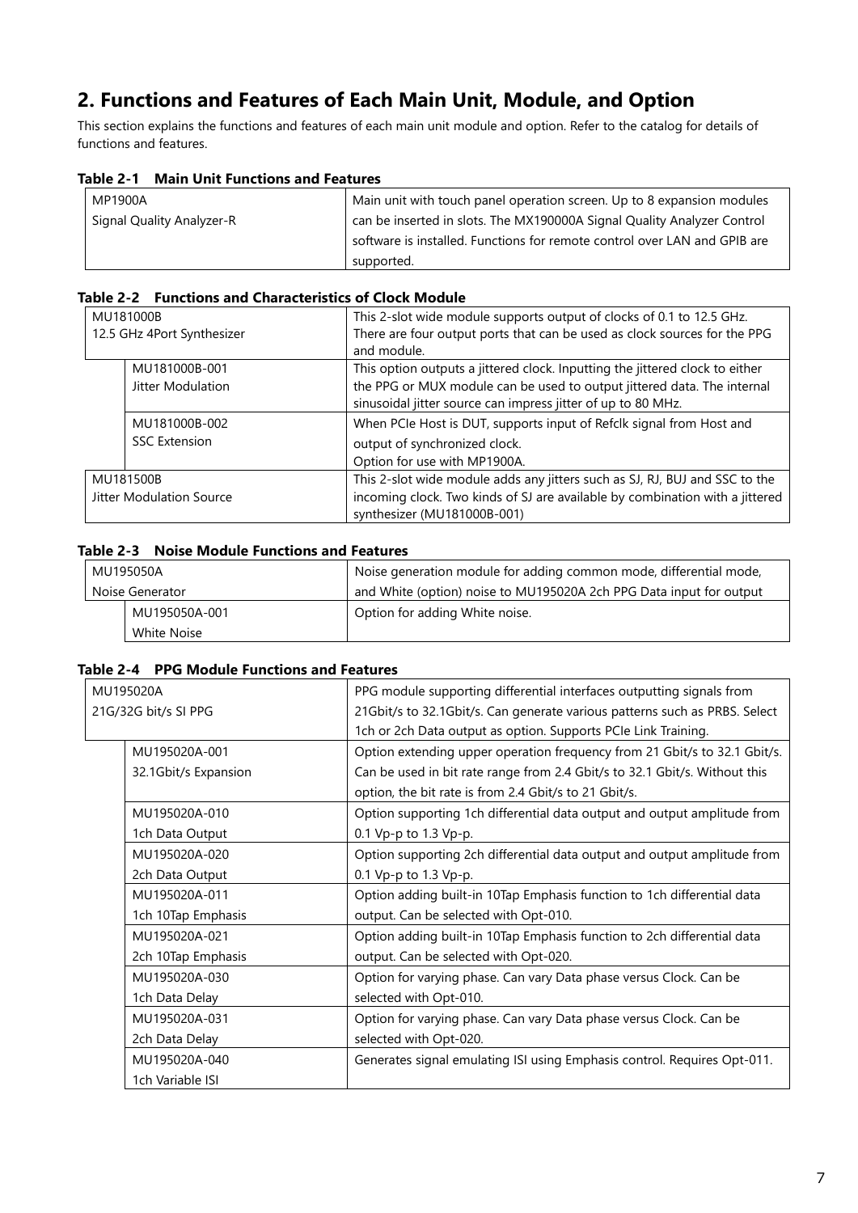## 2. Functions and Features of Each Main Unit, Module, and Option

This section explains the functions and features of each main unit module and option. Refer to the catalog for details of functions and features.

**Table 2-1 Main Unit Functions and Features**

| | |
|---|---|
| MP1900A<br>Signal Quality Analyzer-R | Main unit with touch panel operation screen. Up to 8 expansion modules can be inserted in slots. The MX190000A Signal Quality Analyzer Control software is installed. Functions for remote control over LAN and GPIB are supported. |

**Table 2-2 Functions and Characteristics of Clock Module**

| | | |
|---|---|---|
| MU181000B<br>12.5 GHz 4Port Synthesizer | | This 2-slot wide module supports output of clocks of 0.1 to 12.5 GHz. There are four output ports that can be used as clock sources for the PPG and module. |
| | MU181000B-001<br>Jitter Modulation | This option outputs a jittered clock. Inputting the jittered clock to either the PPG or MUX module can be used to output jittered data. The internal sinusoidal jitter source can impress jitter of up to 80 MHz. |
| | MU181000B-002<br>SSC Extension | When PCIe Host is DUT, supports input of Refclk signal from Host and output of synchronized clock.<br>Option for use with MP1900A. |
| MU181500B<br>Jitter Modulation Source | | This 2-slot wide module adds any jitters such as SJ, RJ, BUJ and SSC to the incoming clock. Two kinds of SJ are available by combination with a jittered synthesizer (MU181000B-001) |

**Table 2-3 Noise Module Functions and Features**

| | | |
|---|---|---|
| MU195050A<br>Noise Generator | | Noise generation module for adding common mode, differential mode, and White (option) noise to MU195020A 2ch PPG Data input for output |
| | MU195050A-001<br>White Noise | Option for adding White noise. |

**Table 2-4 PPG Module Functions and Features**

| | | |
|---|---|---|
| MU195020A<br>21G/32G bit/s SI PPG | | PPG module supporting differential interfaces outputting signals from 21Gbit/s to 32.1Gbit/s. Can generate various patterns such as PRBS. Select 1ch or 2ch Data output as option. Supports PCIe Link Training. |
| | MU195020A-001<br>32.1Gbit/s Expansion | Option extending upper operation frequency from 21 Gbit/s to 32.1 Gbit/s. Can be used in bit rate range from 2.4 Gbit/s to 32.1 Gbit/s. Without this option, the bit rate is from 2.4 Gbit/s to 21 Gbit/s. |
| | MU195020A-010<br>1ch Data Output | Option supporting 1ch differential data output and output amplitude from 0.1 Vp-p to 1.3 Vp-p. |
| | MU195020A-020<br>2ch Data Output | Option supporting 2ch differential data output and output amplitude from 0.1 Vp-p to 1.3 Vp-p. |
| | MU195020A-011<br>1ch 10Tap Emphasis | Option adding built-in 10Tap Emphasis function to 1ch differential data output. Can be selected with Opt-010. |
| | MU195020A-021<br>2ch 10Tap Emphasis | Option adding built-in 10Tap Emphasis function to 2ch differential data output. Can be selected with Opt-020. |
| | MU195020A-030<br>1ch Data Delay | Option for varying phase. Can vary Data phase versus Clock. Can be selected with Opt-010. |
| | MU195020A-031<br>2ch Data Delay | Option for varying phase. Can vary Data phase versus Clock. Can be selected with Opt-020. |
| | MU195020A-040<br>1ch Variable ISI | Generates signal emulating ISI using Emphasis control. Requires Opt-011. |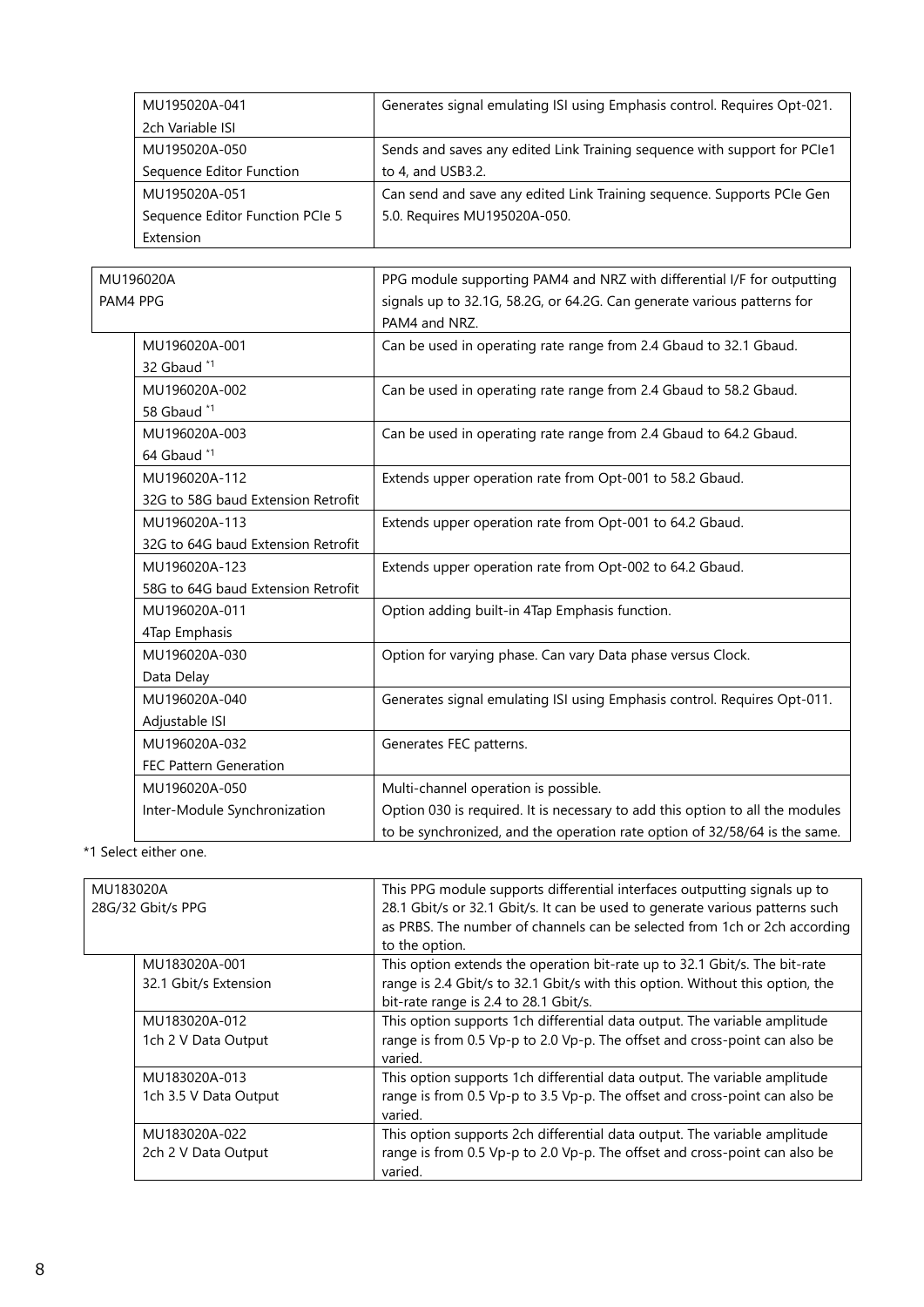| Model/Option | Description |
|---|---|
| MU195020A-041<br>2ch Variable ISI | Generates signal emulating ISI using Emphasis control. Requires Opt-021. |
| MU195020A-050<br>Sequence Editor Function | Sends and saves any edited Link Training sequence with support for PCIe1 to 4, and USB3.2. |
| MU195020A-051<br>Sequence Editor Function PCIe 5 Extension | Can send and save any edited Link Training sequence. Supports PCIe Gen 5.0. Requires MU195020A-050. |

| Model/Option | Description |
|---|---|
| MU196020A<br>PAM4 PPG | PPG module supporting PAM4 and NRZ with differential I/F for outputting signals up to 32.1G, 58.2G, or 64.2G. Can generate various patterns for PAM4 and NRZ. |
| MU196020A-001<br>32 Gbaud [*1] | Can be used in operating rate range from 2.4 Gbaud to 32.1 Gbaud. |
| MU196020A-002<br>58 Gbaud [*1] | Can be used in operating rate range from 2.4 Gbaud to 58.2 Gbaud. |
| MU196020A-003<br>64 Gbaud [*1] | Can be used in operating rate range from 2.4 Gbaud to 64.2 Gbaud. |
| MU196020A-112<br>32G to 58G baud Extension Retrofit | Extends upper operation rate from Opt-001 to 58.2 Gbaud. |
| MU196020A-113<br>32G to 64G baud Extension Retrofit | Extends upper operation rate from Opt-001 to 64.2 Gbaud. |
| MU196020A-123<br>58G to 64G baud Extension Retrofit | Extends upper operation rate from Opt-002 to 64.2 Gbaud. |
| MU196020A-011<br>4Tap Emphasis | Option adding built-in 4Tap Emphasis function. |
| MU196020A-030<br>Data Delay | Option for varying phase. Can vary Data phase versus Clock. |
| MU196020A-040<br>Adjustable ISI | Generates signal emulating ISI using Emphasis control. Requires Opt-011. |
| MU196020A-032<br>FEC Pattern Generation | Generates FEC patterns. |
| MU196020A-050<br>Inter-Module Synchronization | Multi-channel operation is possible.<br>Option 030 is required. It is necessary to add this option to all the modules to be synchronized, and the operation rate option of 32/58/64 is the same. |

*1 Select either one.

| Model/Option | Description |
|---|---|
| MU183020A<br>28G/32 Gbit/s PPG | This PPG module supports differential interfaces outputting signals up to 28.1 Gbit/s or 32.1 Gbit/s. It can be used to generate various patterns such as PRBS. The number of channels can be selected from 1ch or 2ch according to the option. |
| MU183020A-001<br>32.1 Gbit/s Extension | This option extends the operation bit-rate up to 32.1 Gbit/s. The bit-rate range is 2.4 Gbit/s to 32.1 Gbit/s with this option. Without this option, the bit-rate range is 2.4 to 28.1 Gbit/s. |
| MU183020A-012<br>1ch 2 V Data Output | This option supports 1ch differential data output. The variable amplitude range is from 0.5 Vp-p to 2.0 Vp-p. The offset and cross-point can also be varied. |
| MU183020A-013<br>1ch 3.5 V Data Output | This option supports 1ch differential data output. The variable amplitude range is from 0.5 Vp-p to 3.5 Vp-p. The offset and cross-point can also be varied. |
| MU183020A-022<br>2ch 2 V Data Output | This option supports 2ch differential data output. The variable amplitude range is from 0.5 Vp-p to 2.0 Vp-p. The offset and cross-point can also be varied. |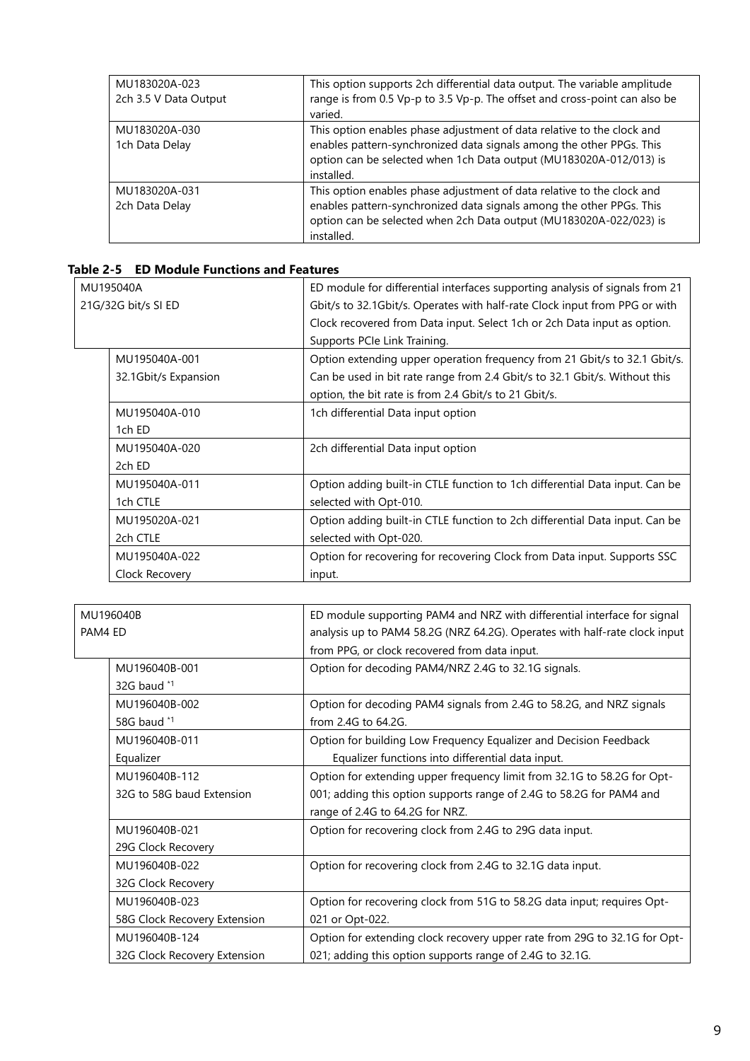| | |
|---|---|
| MU183020A-023<br>2ch 3.5 V Data Output | This option supports 2ch differential data output. The variable amplitude range is from 0.5 Vp-p to 3.5 Vp-p. The offset and cross-point can also be varied. |
| MU183020A-030<br>1ch Data Delay | This option enables phase adjustment of data relative to the clock and enables pattern-synchronized data signals among the other PPGs. This option can be selected when 1ch Data output (MU183020A-012/013) is installed. |
| MU183020A-031<br>2ch Data Delay | This option enables phase adjustment of data relative to the clock and enables pattern-synchronized data signals among the other PPGs. This option can be selected when 2ch Data output (MU183020A-022/023) is installed. |

**Table 2-5 ED Module Functions and Features**

| | |
|---|---|
| MU195040A<br>21G/32G bit/s SI ED | ED module for differential interfaces supporting analysis of signals from 21 Gbit/s to 32.1Gbit/s. Operates with half-rate Clock input from PPG or with Clock recovered from Data input. Select 1ch or 2ch Data input as option. Supports PCIe Link Training. |
| MU195040A-001<br>32.1Gbit/s Expansion | Option extending upper operation frequency from 21 Gbit/s to 32.1 Gbit/s. Can be used in bit rate range from 2.4 Gbit/s to 32.1 Gbit/s. Without this option, the bit rate is from 2.4 Gbit/s to 21 Gbit/s. |
| MU195040A-010<br>1ch ED | 1ch differential Data input option |
| MU195040A-020<br>2ch ED | 2ch differential Data input option |
| MU195040A-011<br>1ch CTLE | Option adding built-in CTLE function to 1ch differential Data input. Can be selected with Opt-010. |
| MU195020A-021<br>2ch CTLE | Option adding built-in CTLE function to 2ch differential Data input. Can be selected with Opt-020. |
| MU195040A-022<br>Clock Recovery | Option for recovering for recovering Clock from Data input. Supports SSC input. |

| | |
|---|---|
| MU196040B<br>PAM4 ED | ED module supporting PAM4 and NRZ with differential interface for signal analysis up to PAM4 58.2G (NRZ 64.2G). Operates with half-rate clock input from PPG, or clock recovered from data input. |
| MU196040B-001<br>32G baud *1 | Option for decoding PAM4/NRZ 2.4G to 32.1G signals. |
| MU196040B-002<br>58G baud *1 | Option for decoding PAM4 signals from 2.4G to 58.2G, and NRZ signals from 2.4G to 64.2G. |
| MU196040B-011<br>Equalizer | Option for building Low Frequency Equalizer and Decision Feedback Equalizer functions into differential data input. |
| MU196040B-112<br>32G to 58G baud Extension | Option for extending upper frequency limit from 32.1G to 58.2G for Opt-001; adding this option supports range of 2.4G to 58.2G for PAM4 and range of 2.4G to 64.2G for NRZ. |
| MU196040B-021<br>29G Clock Recovery | Option for recovering clock from 2.4G to 29G data input. |
| MU196040B-022<br>32G Clock Recovery | Option for recovering clock from 2.4G to 32.1G data input. |
| MU196040B-023<br>58G Clock Recovery Extension | Option for recovering clock from 51G to 58.2G data input; requires Opt-021 or Opt-022. |
| MU196040B-124<br>32G Clock Recovery Extension | Option for extending clock recovery upper rate from 29G to 32.1G for Opt-021; adding this option supports range of 2.4G to 32.1G. |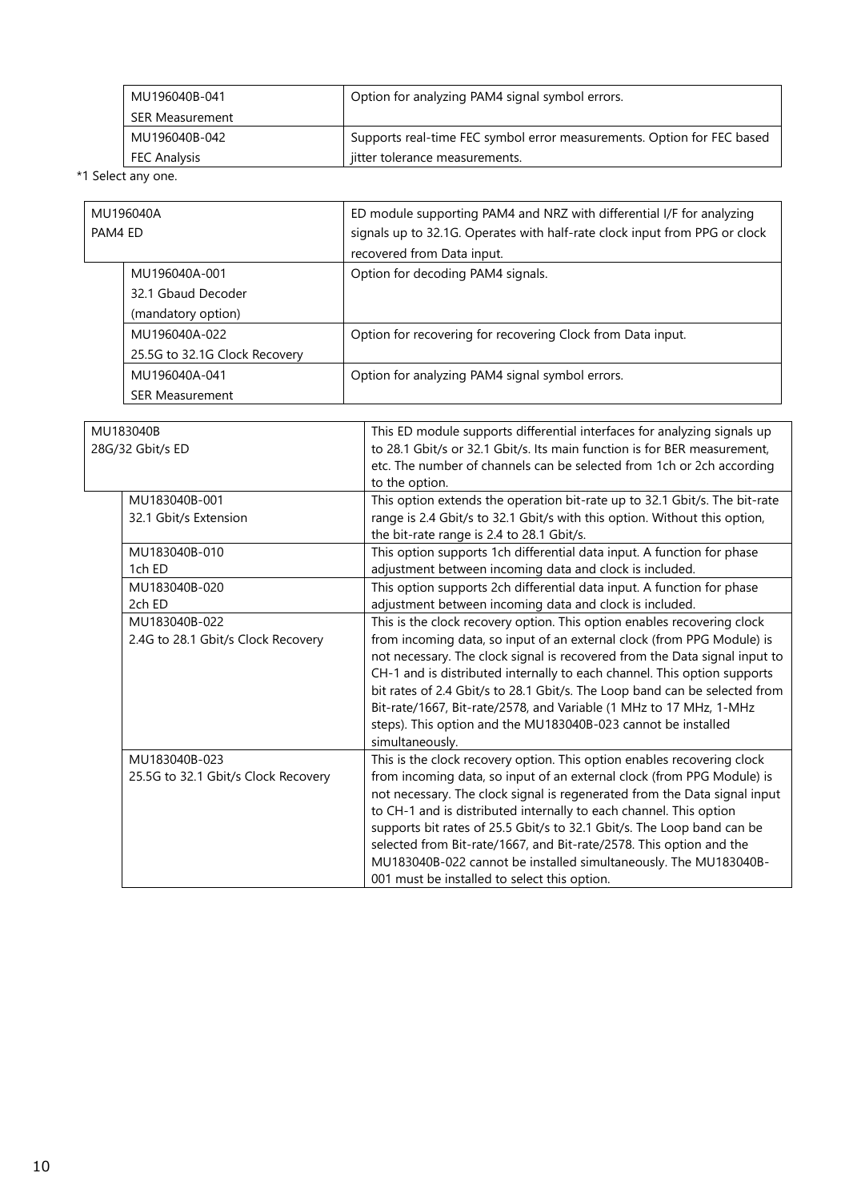| | |
|---|---|
| MU196040B-041<br>SER Measurement | Option for analyzing PAM4 signal symbol errors. |
| MU196040B-042<br>FEC Analysis | Supports real-time FEC symbol error measurements. Option for FEC based jitter tolerance measurements. |

*1 Select any one.

| | |
|---|---|
| MU196040A<br>PAM4 ED | ED module supporting PAM4 and NRZ with differential I/F for analyzing signals up to 32.1G. Operates with half-rate clock input from PPG or clock recovered from Data input. |
| MU196040A-001<br>32.1 Gbaud Decoder<br>(mandatory option) | Option for decoding PAM4 signals. |
| MU196040A-022<br>25.5G to 32.1G Clock Recovery | Option for recovering for recovering Clock from Data input. |
| MU196040A-041<br>SER Measurement | Option for analyzing PAM4 signal symbol errors. |

| | |
|---|---|
| MU183040B<br>28G/32 Gbit/s ED | This ED module supports differential interfaces for analyzing signals up to 28.1 Gbit/s or 32.1 Gbit/s. Its main function is for BER measurement, etc. The number of channels can be selected from 1ch or 2ch according to the option. |
| MU183040B-001<br>32.1 Gbit/s Extension | This option extends the operation bit-rate up to 32.1 Gbit/s. The bit-rate range is 2.4 Gbit/s to 32.1 Gbit/s with this option. Without this option, the bit-rate range is 2.4 to 28.1 Gbit/s. |
| MU183040B-010<br>1ch ED | This option supports 1ch differential data input. A function for phase adjustment between incoming data and clock is included. |
| MU183040B-020<br>2ch ED | This option supports 2ch differential data input. A function for phase adjustment between incoming data and clock is included. |
| MU183040B-022<br>2.4G to 28.1 Gbit/s Clock Recovery | This is the clock recovery option. This option enables recovering clock from incoming data, so input of an external clock (from PPG Module) is not necessary. The clock signal is recovered from the Data signal input to CH-1 and is distributed internally to each channel. This option supports bit rates of 2.4 Gbit/s to 28.1 Gbit/s. The Loop band can be selected from Bit-rate/1667, Bit-rate/2578, and Variable (1 MHz to 17 MHz, 1-MHz steps). This option and the MU183040B-023 cannot be installed simultaneously. |
| MU183040B-023<br>25.5G to 32.1 Gbit/s Clock Recovery | This is the clock recovery option. This option enables recovering clock from incoming data, so input of an external clock (from PPG Module) is not necessary. The clock signal is regenerated from the Data signal input to CH-1 and is distributed internally to each channel. This option supports bit rates of 25.5 Gbit/s to 32.1 Gbit/s. The Loop band can be selected from Bit-rate/1667, and Bit-rate/2578. This option and the MU183040B-022 cannot be installed simultaneously. The MU183040B-001 must be installed to select this option. |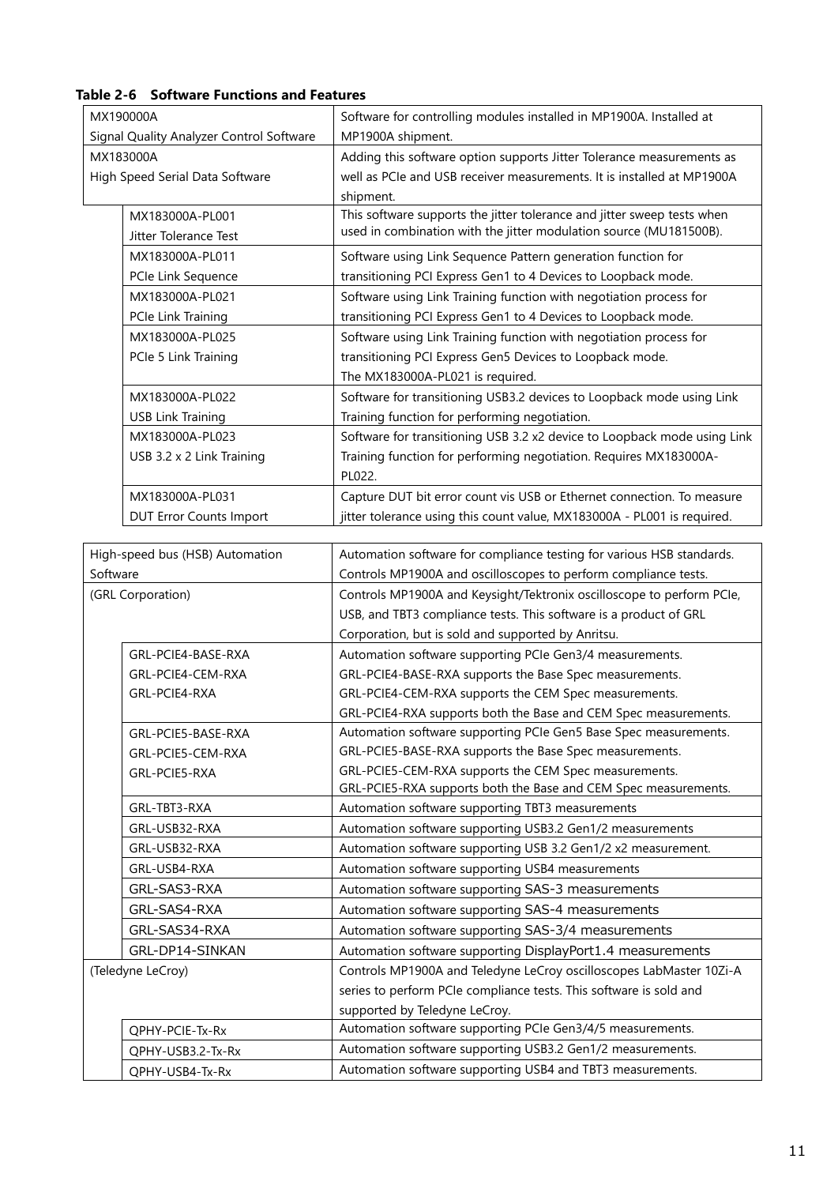**Table 2-6 Software Functions and Features**

| | | |
|---|---|---|
| MX190000A<br>Signal Quality Analyzer Control Software | | Software for controlling modules installed in MP1900A. Installed at MP1900A shipment. |
| MX183000A<br>High Speed Serial Data Software | | Adding this software option supports Jitter Tolerance measurements as well as PCIe and USB receiver measurements. It is installed at MP1900A shipment. |
| | MX183000A-PL001<br>Jitter Tolerance Test | This software supports the jitter tolerance and jitter sweep tests when used in combination with the jitter modulation source (MU181500B). |
| | MX183000A-PL011<br>PCIe Link Sequence | Software using Link Sequence Pattern generation function for transitioning PCI Express Gen1 to 4 Devices to Loopback mode. |
| | MX183000A-PL021<br>PCIe Link Training | Software using Link Training function with negotiation process for transitioning PCI Express Gen1 to 4 Devices to Loopback mode. |
| | MX183000A-PL025<br>PCIe 5 Link Training | Software using Link Training function with negotiation process for transitioning PCI Express Gen5 Devices to Loopback mode.<br>The MX183000A-PL021 is required. |
| | MX183000A-PL022<br>USB Link Training | Software for transitioning USB3.2 devices to Loopback mode using Link Training function for performing negotiation. |
| | MX183000A-PL023<br>USB 3.2 x 2 Link Training | Software for transitioning USB 3.2 x2 device to Loopback mode using Link Training function for performing negotiation. Requires MX183000A-PL022. |
| | MX183000A-PL031<br>DUT Error Counts Import | Capture DUT bit error count vis USB or Ethernet connection. To measure jitter tolerance using this count value, MX183000A - PL001 is required. |

| | | |
|---|---|---|
| High-speed bus (HSB) Automation Software | | Automation software for compliance testing for various HSB standards. Controls MP1900A and oscilloscopes to perform compliance tests. |
| (GRL Corporation) | | Controls MP1900A and Keysight/Tektronix oscilloscope to perform PCIe, USB, and TBT3 compliance tests. This software is a product of GRL Corporation, but is sold and supported by Anritsu. |
| | GRL-PCIE4-BASE-RXA<br>GRL-PCIE4-CEM-RXA<br>GRL-PCIE4-RXA | Automation software supporting PCIe Gen3/4 measurements.<br>GRL-PCIE4-BASE-RXA supports the Base Spec measurements.<br>GRL-PCIE4-CEM-RXA supports the CEM Spec measurements.<br>GRL-PCIE4-RXA supports both the Base and CEM Spec measurements. |
| | GRL-PCIE5-BASE-RXA<br>GRL-PCIE5-CEM-RXA<br>GRL-PCIE5-RXA | Automation software supporting PCIe Gen5 Base Spec measurements.<br>GRL-PCIE5-BASE-RXA supports the Base Spec measurements.<br>GRL-PCIE5-CEM-RXA supports the CEM Spec measurements.<br>GRL-PCIE5-RXA supports both the Base and CEM Spec measurements. |
| | GRL-TBT3-RXA | Automation software supporting TBT3 measurements |
| | GRL-USB32-RXA | Automation software supporting USB3.2 Gen1/2 measurements |
| | GRL-USB32-RXA | Automation software supporting USB 3.2 Gen1/2 x2 measurement. |
| | GRL-USB4-RXA | Automation software supporting USB4 measurements |
| | GRL-SAS3-RXA | Automation software supporting SAS-3 measurements |
| | GRL-SAS4-RXA | Automation software supporting SAS-4 measurements |
| | GRL-SAS34-RXA | Automation software supporting SAS-3/4 measurements |
| | GRL-DP14-SINKAN | Automation software supporting DisplayPort1.4 measurements |
| (Teledyne LeCroy) | | Controls MP1900A and Teledyne LeCroy oscilloscopes LabMaster 10Zi-A series to perform PCIe compliance tests. This software is sold and supported by Teledyne LeCroy. |
| | QPHY-PCIE-Tx-Rx | Automation software supporting PCIe Gen3/4/5 measurements. |
| | QPHY-USB3.2-Tx-Rx | Automation software supporting USB3.2 Gen1/2 measurements. |
| | QPHY-USB4-Tx-Rx | Automation software supporting USB4 and TBT3 measurements. |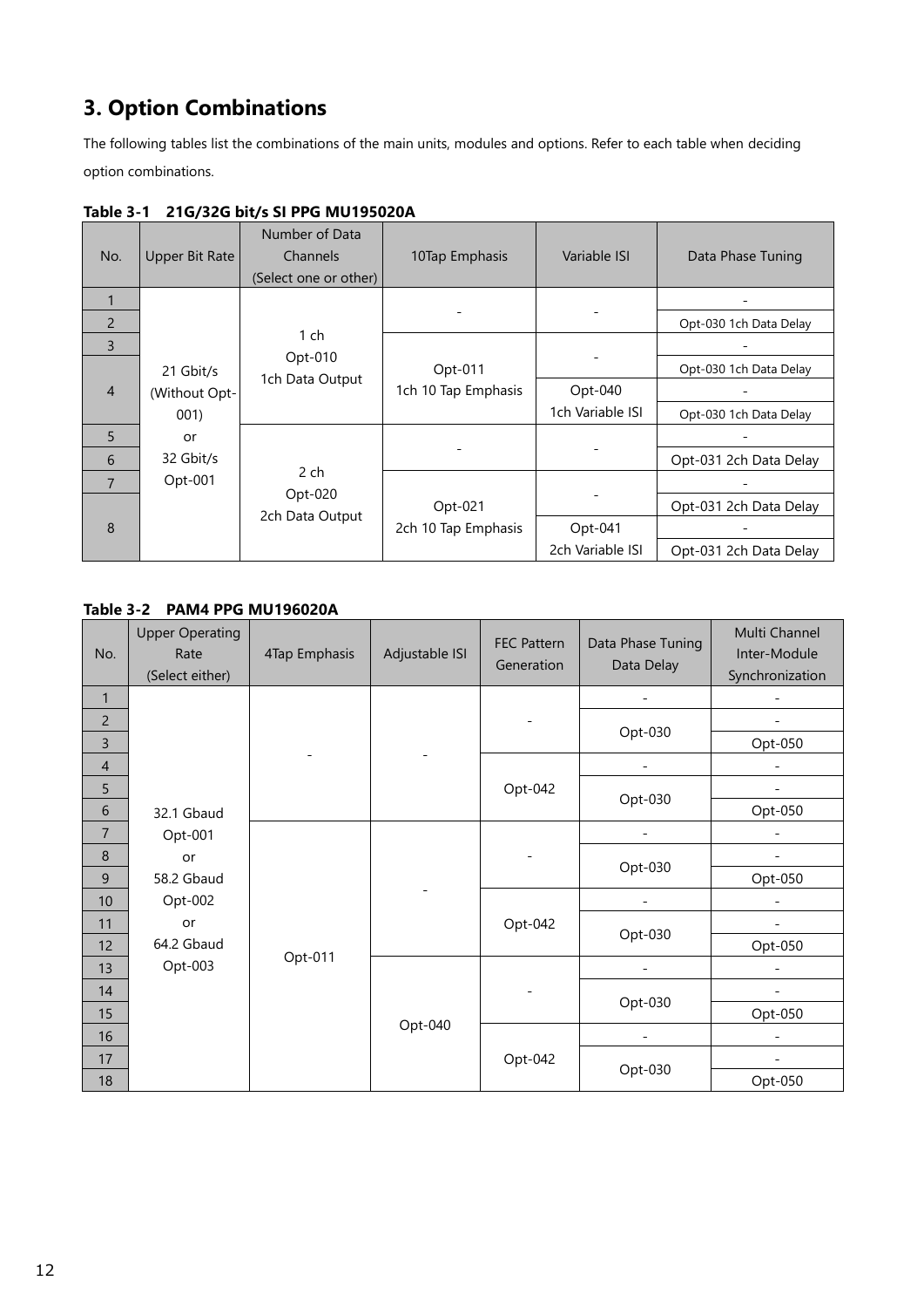# 3. Option Combinations

The following tables list the combinations of the main units, modules and options. Refer to each table when deciding option combinations.

**Table 3-1 21G/32G bit/s SI PPG MU195020A**

| No. | Upper Bit Rate | Number of Data Channels (Select one or other) | 10Tap Emphasis | Variable ISI | Data Phase Tuning |
|---|---|---|---|---|---|
| 1 | 21 Gbit/s (Without Opt-001) or 32 Gbit/s Opt-001 | 1 ch Opt-010 1ch Data Output | - | - | - |
| 2 | | | | | Opt-030 1ch Data Delay |
| 3 | | | Opt-011 1ch 10 Tap Emphasis | - | - |
| 4 | | | | | Opt-030 1ch Data Delay |
| | | | | Opt-040 1ch Variable ISI | - |
| | | | | | Opt-030 1ch Data Delay |
| 5 | | 2 ch Opt-020 2ch Data Output | - | - | - |
| 6 | | | | | Opt-031 2ch Data Delay |
| 7 | | | Opt-021 2ch 10 Tap Emphasis | - | - |
| 8 | | | | | Opt-031 2ch Data Delay |
| | | | | Opt-041 2ch Variable ISI | - |
| | | | | | Opt-031 2ch Data Delay |

**Table 3-2 PAM4 PPG MU196020A**

| No. | Upper Operating Rate (Select either) | 4Tap Emphasis | Adjustable ISI | FEC Pattern Generation | Data Phase Tuning Data Delay | Multi Channel Inter-Module Synchronization |
|---|---|---|---|---|---|---|
| 1 | 32.1 Gbaud Opt-001 or 58.2 Gbaud Opt-002 or 64.2 Gbaud Opt-003 | - | - | - | - | - |
| 2 | | | | | Opt-030 | - |
| 3 | | | | | | Opt-050 |
| 4 | | | | Opt-042 | - | - |
| 5 | | | | | Opt-030 | - |
| 6 | | | | | | Opt-050 |
| 7 | | Opt-011 | - | - | - | - |
| 8 | | | | | Opt-030 | - |
| 9 | | | | | | Opt-050 |
| 10 | | | | Opt-042 | - | - |
| 11 | | | | | Opt-030 | - |
| 12 | | | | | | Opt-050 |
| 13 | | | Opt-040 | - | - | - |
| 14 | | | | | Opt-030 | - |
| 15 | | | | | | Opt-050 |
| 16 | | | | Opt-042 | - | - |
| 17 | | | | | Opt-030 | - |
| 18 | | | | | | Opt-050 |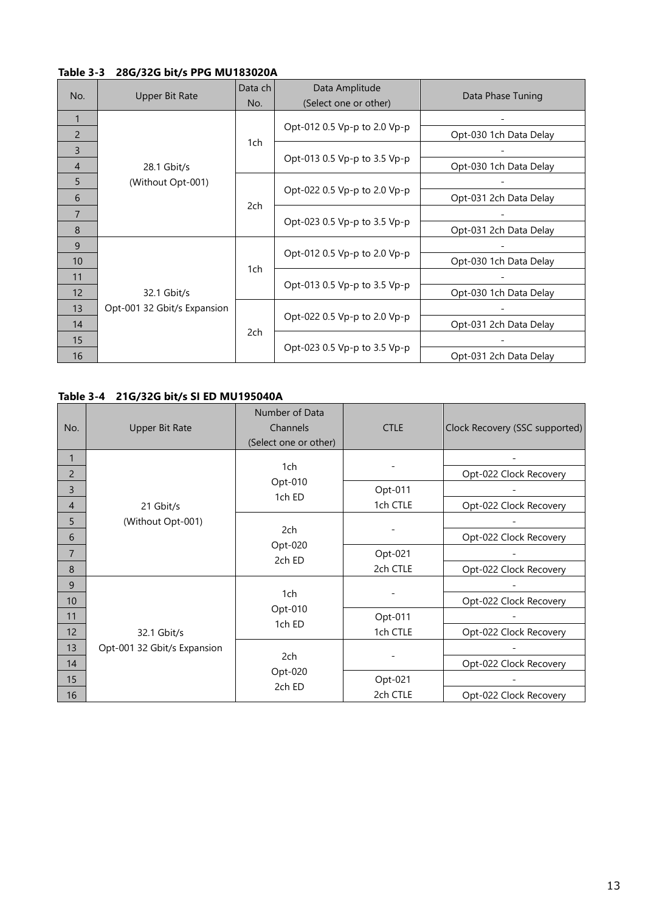**Table 3-3　28G/32G bit/s PPG MU183020A**

| No. | Upper Bit Rate | Data ch No. | Data Amplitude (Select one or other) | Data Phase Tuning |
|---|---|---|---|---|
| 1 | 28.1 Gbit/s (Without Opt-001) | 1ch | Opt-012 0.5 Vp-p to 2.0 Vp-p | - |
| 2 | | | | Opt-030 1ch Data Delay |
| 3 | | | Opt-013 0.5 Vp-p to 3.5 Vp-p | - |
| 4 | | | | Opt-030 1ch Data Delay |
| 5 | | 2ch | Opt-022 0.5 Vp-p to 2.0 Vp-p | - |
| 6 | | | | Opt-031 2ch Data Delay |
| 7 | | | Opt-023 0.5 Vp-p to 3.5 Vp-p | - |
| 8 | | | | Opt-031 2ch Data Delay |
| 9 | 32.1 Gbit/s Opt-001 32 Gbit/s Expansion | 1ch | Opt-012 0.5 Vp-p to 2.0 Vp-p | - |
| 10 | | | | Opt-030 1ch Data Delay |
| 11 | | | Opt-013 0.5 Vp-p to 3.5 Vp-p | - |
| 12 | | | | Opt-030 1ch Data Delay |
| 13 | | 2ch | Opt-022 0.5 Vp-p to 2.0 Vp-p | - |
| 14 | | | | Opt-031 2ch Data Delay |
| 15 | | | Opt-023 0.5 Vp-p to 3.5 Vp-p | - |
| 16 | | | | Opt-031 2ch Data Delay |

**Table 3-4　21G/32G bit/s SI ED MU195040A**

| No. | Upper Bit Rate | Number of Data Channels (Select one or other) | CTLE | Clock Recovery (SSC supported) |
|---|---|---|---|---|
| 1 | 21 Gbit/s (Without Opt-001) | 1ch Opt-010 1ch ED | - | - |
| 2 | | | | Opt-022 Clock Recovery |
| 3 | | | Opt-011 1ch CTLE | - |
| 4 | | | | Opt-022 Clock Recovery |
| 5 | | 2ch Opt-020 2ch ED | - | - |
| 6 | | | | Opt-022 Clock Recovery |
| 7 | | | Opt-021 2ch CTLE | - |
| 8 | | | | Opt-022 Clock Recovery |
| 9 | 32.1 Gbit/s Opt-001 32 Gbit/s Expansion | 1ch Opt-010 1ch ED | - | - |
| 10 | | | | Opt-022 Clock Recovery |
| 11 | | | Opt-011 1ch CTLE | - |
| 12 | | | | Opt-022 Clock Recovery |
| 13 | | 2ch Opt-020 2ch ED | - | - |
| 14 | | | | Opt-022 Clock Recovery |
| 15 | | | Opt-021 2ch CTLE | - |
| 16 | | | | Opt-022 Clock Recovery |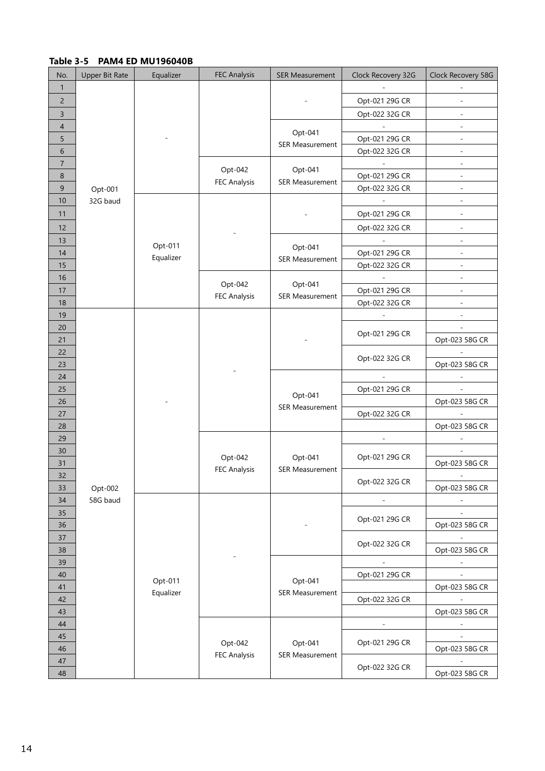**Table 3-5 PAM4 ED MU196040B**

| No. | Upper Bit Rate | Equalizer | FEC Analysis | SER Measurement | Clock Recovery 32G | Clock Recovery 58G |
|---|---|---|---|---|---|---|
| 1 | Opt-001 32G baud | - | - | - | - | - |
| 2 | Opt-001 32G baud | - | - | - | Opt-021 29G CR | - |
| 3 | Opt-001 32G baud | - | - | - | Opt-022 32G CR | - |
| 4 | Opt-001 32G baud | - | - | Opt-041 SER Measurement | - | - |
| 5 | Opt-001 32G baud | - | - | Opt-041 SER Measurement | Opt-021 29G CR | - |
| 6 | Opt-001 32G baud | - | - | Opt-041 SER Measurement | Opt-022 32G CR | - |
| 7 | Opt-001 32G baud | - | Opt-042 FEC Analysis | Opt-041 SER Measurement | - | - |
| 8 | Opt-001 32G baud | - | Opt-042 FEC Analysis | Opt-041 SER Measurement | Opt-021 29G CR | - |
| 9 | Opt-001 32G baud | - | Opt-042 FEC Analysis | Opt-041 SER Measurement | Opt-022 32G CR | - |
| 10 | Opt-001 32G baud | Opt-011 Equalizer | - | - | - | - |
| 11 | Opt-001 32G baud | Opt-011 Equalizer | - | - | Opt-021 29G CR | - |
| 12 | Opt-001 32G baud | Opt-011 Equalizer | - | - | Opt-022 32G CR | - |
| 13 | Opt-001 32G baud | Opt-011 Equalizer | - | Opt-041 SER Measurement | - | - |
| 14 | Opt-001 32G baud | Opt-011 Equalizer | - | Opt-041 SER Measurement | Opt-021 29G CR | - |
| 15 | Opt-001 32G baud | Opt-011 Equalizer | - | Opt-041 SER Measurement | Opt-022 32G CR | - |
| 16 | Opt-001 32G baud | Opt-011 Equalizer | Opt-042 FEC Analysis | Opt-041 SER Measurement | - | - |
| 17 | Opt-001 32G baud | Opt-011 Equalizer | Opt-042 FEC Analysis | Opt-041 SER Measurement | Opt-021 29G CR | - |
| 18 | Opt-001 32G baud | Opt-011 Equalizer | Opt-042 FEC Analysis | Opt-041 SER Measurement | Opt-022 32G CR | - |
| 19 | Opt-002 58G baud | - | - | - | - | - |
| 20 | Opt-002 58G baud | - | - | - | Opt-021 29G CR | - |
| 21 | Opt-002 58G baud | - | - | - | Opt-021 29G CR | Opt-023 58G CR |
| 22 | Opt-002 58G baud | - | - | - | Opt-022 32G CR | - |
| 23 | Opt-002 58G baud | - | - | - | Opt-022 32G CR | Opt-023 58G CR |
| 24 | Opt-002 58G baud | - | - | Opt-041 SER Measurement | - | - |
| 25 | Opt-002 58G baud | - | - | Opt-041 SER Measurement | Opt-021 29G CR | - |
| 26 | Opt-002 58G baud | - | - | Opt-041 SER Measurement | | Opt-023 58G CR |
| 27 | Opt-002 58G baud | - | - | Opt-041 SER Measurement | Opt-022 32G CR | - |
| 28 | Opt-002 58G baud | - | - | Opt-041 SER Measurement | | Opt-023 58G CR |
| 29 | Opt-002 58G baud | - | Opt-042 FEC Analysis | Opt-041 SER Measurement | - | - |
| 30 | Opt-002 58G baud | - | Opt-042 FEC Analysis | Opt-041 SER Measurement | Opt-021 29G CR | - |
| 31 | Opt-002 58G baud | - | Opt-042 FEC Analysis | Opt-041 SER Measurement | Opt-021 29G CR | Opt-023 58G CR |
| 32 | Opt-002 58G baud | - | Opt-042 FEC Analysis | Opt-041 SER Measurement | Opt-022 32G CR | - |
| 33 | Opt-002 58G baud | - | Opt-042 FEC Analysis | Opt-041 SER Measurement | Opt-022 32G CR | Opt-023 58G CR |
| 34 | Opt-002 58G baud | Opt-011 Equalizer | - | - | - | - |
| 35 | Opt-002 58G baud | Opt-011 Equalizer | - | - | Opt-021 29G CR | - |
| 36 | Opt-002 58G baud | Opt-011 Equalizer | - | - | Opt-021 29G CR | Opt-023 58G CR |
| 37 | Opt-002 58G baud | Opt-011 Equalizer | - | - | Opt-022 32G CR | - |
| 38 | Opt-002 58G baud | Opt-011 Equalizer | - | - | Opt-022 32G CR | Opt-023 58G CR |
| 39 | Opt-002 58G baud | Opt-011 Equalizer | - | Opt-041 SER Measurement | - | - |
| 40 | Opt-002 58G baud | Opt-011 Equalizer | - | Opt-041 SER Measurement | Opt-021 29G CR | - |
| 41 | Opt-002 58G baud | Opt-011 Equalizer | - | Opt-041 SER Measurement | | Opt-023 58G CR |
| 42 | Opt-002 58G baud | Opt-011 Equalizer | - | Opt-041 SER Measurement | Opt-022 32G CR | - |
| 43 | Opt-002 58G baud | Opt-011 Equalizer | - | Opt-041 SER Measurement | | Opt-023 58G CR |
| 44 | Opt-002 58G baud | Opt-011 Equalizer | Opt-042 FEC Analysis | Opt-041 SER Measurement | - | - |
| 45 | Opt-002 58G baud | Opt-011 Equalizer | Opt-042 FEC Analysis | Opt-041 SER Measurement | Opt-021 29G CR | - |
| 46 | Opt-002 58G baud | Opt-011 Equalizer | Opt-042 FEC Analysis | Opt-041 SER Measurement | Opt-021 29G CR | Opt-023 58G CR |
| 47 | Opt-002 58G baud | Opt-011 Equalizer | Opt-042 FEC Analysis | Opt-041 SER Measurement | Opt-022 32G CR | - |
| 48 | Opt-002 58G baud | Opt-011 Equalizer | Opt-042 FEC Analysis | Opt-041 SER Measurement | Opt-022 32G CR | Opt-023 58G CR |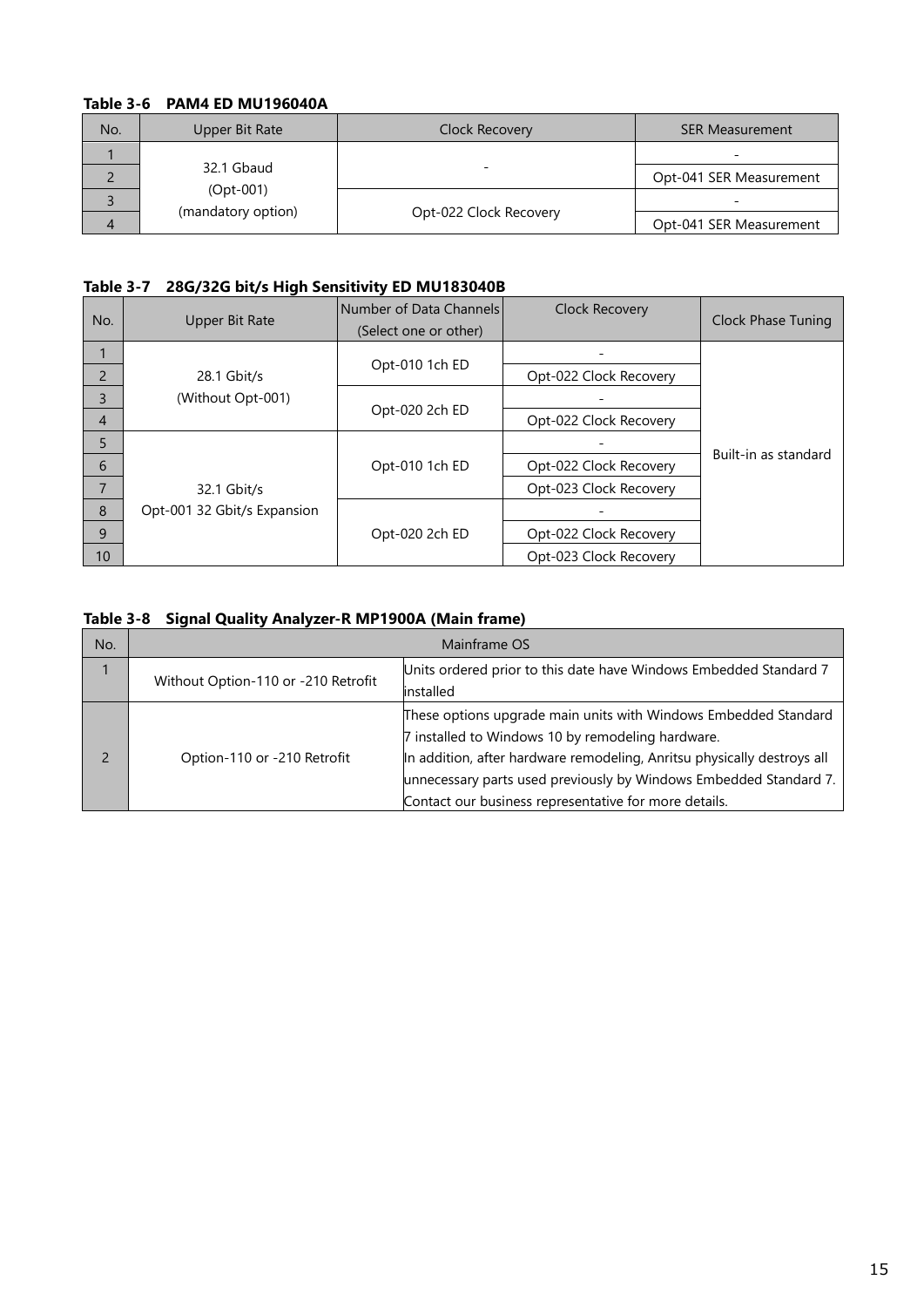**Table 3-6 PAM4 ED MU196040A**

| No. | Upper Bit Rate | Clock Recovery | SER Measurement |
|---|---|---|---|
| 1 | 32.1 Gbaud (Opt-001) (mandatory option) | - | - |
| 2 | | | Opt-041 SER Measurement |
| 3 | | Opt-022 Clock Recovery | - |
| 4 | | | Opt-041 SER Measurement |

**Table 3-7 28G/32G bit/s High Sensitivity ED MU183040B**

| No. | Upper Bit Rate | Number of Data Channels (Select one or other) | Clock Recovery | Clock Phase Tuning |
|---|---|---|---|---|
| 1 | 28.1 Gbit/s (Without Opt-001) | Opt-010 1ch ED | - | Built-in as standard |
| 2 | | | Opt-022 Clock Recovery | |
| 3 | | Opt-020 2ch ED | - | |
| 4 | | | Opt-022 Clock Recovery | |
| 5 | 32.1 Gbit/s Opt-001 32 Gbit/s Expansion | Opt-010 1ch ED | - | |
| 6 | | | Opt-022 Clock Recovery | |
| 7 | | | Opt-023 Clock Recovery | |
| 8 | | Opt-020 2ch ED | - | |
| 9 | | | Opt-022 Clock Recovery | |
| 10 | | | Opt-023 Clock Recovery | |

**Table 3-8 Signal Quality Analyzer-R MP1900A (Main frame)**

| No. | Mainframe OS | |
|---|---|---|
| 1 | Without Option-110 or -210 Retrofit | Units ordered prior to this date have Windows Embedded Standard 7 installed |
| 2 | Option-110 or -210 Retrofit | These options upgrade main units with Windows Embedded Standard 7 installed to Windows 10 by remodeling hardware. In addition, after hardware remodeling, Anritsu physically destroys all unnecessary parts used previously by Windows Embedded Standard 7. Contact our business representative for more details. |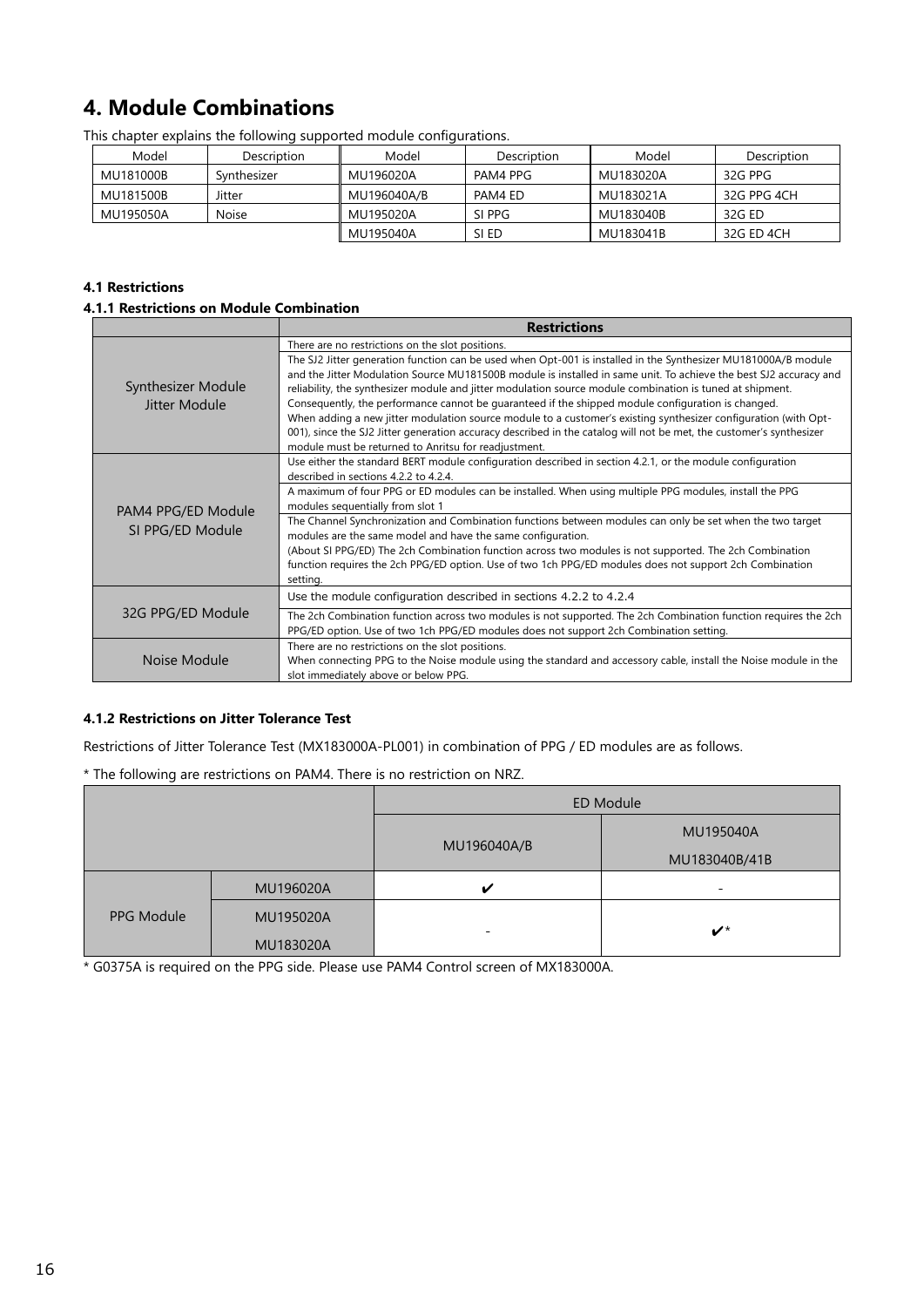# 4. Module Combinations

This chapter explains the following supported module configurations.

| Model | Description | Model | Description | Model | Description |
|---|---|---|---|---|---|
| MU181000B | Synthesizer | MU196020A | PAM4 PPG | MU183020A | 32G PPG |
| MU181500B | Jitter | MU196040A/B | PAM4 ED | MU183021A | 32G PPG 4CH |
| MU195050A | Noise | MU195020A | SI PPG | MU183040B | 32G ED |
| | | MU195040A | SI ED | MU183041B | 32G ED 4CH |

**4.1 Restrictions**

**4.1.1 Restrictions on Module Combination**

| | Restrictions |
|---|---|
| Synthesizer Module<br>Jitter Module | There are no restrictions on the slot positions. |
| | The SJ2 Jitter generation function can be used when Opt-001 is installed in the Synthesizer MU181000A/B module and the Jitter Modulation Source MU181500B module is installed in same unit. To achieve the best SJ2 accuracy and reliability, the synthesizer module and jitter modulation source module combination is tuned at shipment. Consequently, the performance cannot be guaranteed if the shipped module configuration is changed.<br>When adding a new jitter modulation source module to a customer's existing synthesizer configuration (with Opt-001), since the SJ2 Jitter generation accuracy described in the catalog will not be met, the customer's synthesizer module must be returned to Anritsu for readjustment. |
| PAM4 PPG/ED Module<br>SI PPG/ED Module | Use either the standard BERT module configuration described in section 4.2.1, or the module configuration described in sections 4.2.2 to 4.2.4. |
| | A maximum of four PPG or ED modules can be installed. When using multiple PPG modules, install the PPG modules sequentially from slot 1 |
| | The Channel Synchronization and Combination functions between modules can only be set when the two target modules are the same model and have the same configuration.<br>(About SI PPG/ED) The 2ch Combination function across two modules is not supported. The 2ch Combination function requires the 2ch PPG/ED option. Use of two 1ch PPG/ED modules does not support 2ch Combination setting. |
| 32G PPG/ED Module | Use the module configuration described in sections 4.2.2 to 4.2.4 |
| | The 2ch Combination function across two modules is not supported. The 2ch Combination function requires the 2ch PPG/ED option. Use of two 1ch PPG/ED modules does not support 2ch Combination setting. |
| Noise Module | There are no restrictions on the slot positions.<br>When connecting PPG to the Noise module using the standard and accessory cable, install the Noise module in the slot immediately above or below PPG. |

**4.1.2 Restrictions on Jitter Tolerance Test**

Restrictions of Jitter Tolerance Test (MX183000A-PL001) in combination of PPG / ED modules are as follows.

* The following are restrictions on PAM4. There is no restriction on NRZ.

| | | ED Module | |
|---|---|---|---|
| | | MU196040A/B | MU195040A<br>MU183040B/41B |
| PPG Module | MU196020A | ✔ | - |
| | MU195020A<br>MU183020A | - | ✔* |

* G0375A is required on the PPG side. Please use PAM4 Control screen of MX183000A.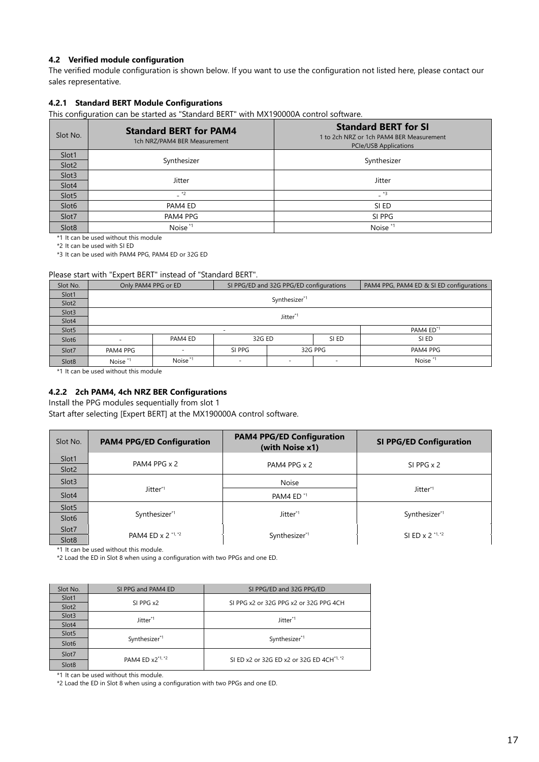### 4.2 Verified module configuration

The verified module configuration is shown below. If you want to use the configuration not listed here, please contact our sales representative.

#### 4.2.1 Standard BERT Module Configurations

This configuration can be started as "Standard BERT" with MX190000A control software.

| Slot No. | **Standard BERT for PAM4** 1ch NRZ/PAM4 BER Measurement | **Standard BERT for SI** 1 to 2ch NRZ or 1ch PAM4 BER Measurement PCIe/USB Applications |
|---|---|---|
| Slot1 | Synthesizer | Synthesizer |
| Slot2 | | |
| Slot3 | Jitter | Jitter |
| Slot4 | | |
| Slot5 | - *2 | - *3 |
| Slot6 | PAM4 ED | SI ED |
| Slot7 | PAM4 PPG | SI PPG |
| Slot8 | Noise *1 | Noise *1 |

*1 It can be used without this module

*2 It can be used with SI ED

*3 It can be used with PAM4 PPG, PAM4 ED or 32G ED

Please start with "Expert BERT" instead of "Standard BERT".

| Slot No. | Only PAM4 PPG or ED | | SI PPG/ED and 32G PPG/ED configurations | | | PAM4 PPG, PAM4 ED & SI ED configurations |
|---|---|---|---|---|---|---|
| Slot1 | Synthesizer*1 | | | | | |
| Slot2 | | | | | | |
| Slot3 | Jitter*1 | | | | | |
| Slot4 | | | | | | |
| Slot5 | - | | | | | PAM4 ED*1 |
| Slot6 | - | PAM4 ED | 32G ED | | SI ED | SI ED |
| Slot7 | PAM4 PPG | - | SI PPG | 32G PPG | | PAM4 PPG |
| Slot8 | Noise *1 | Noise *1 | - | - | - | Noise *1 |

*1 It can be used without this module

#### 4.2.2 2ch PAM4, 4ch NRZ BER Configurations

Install the PPG modules sequentially from slot 1

Start after selecting [Expert BERT] at the MX190000A control software.

| Slot No. | **PAM4 PPG/ED Configuration** | **PAM4 PPG/ED Configuration (with Noise x1)** | **SI PPG/ED Configuration** |
|---|---|---|---|
| Slot1 | PAM4 PPG x 2 | PAM4 PPG x 2 | SI PPG x 2 |
| Slot2 | | | |
| Slot3 | Jitter*1 | Noise | Jitter*1 |
| Slot4 | | PAM4 ED *1 | |
| Slot5 | Synthesizer*1 | Jitter*1 | Synthesizer*1 |
| Slot6 | | | |
| Slot7 | PAM4 ED x 2 *1, *2 | Synthesizer*1 | SI ED x 2 *1, *2 |
| Slot8 | | | |

*1 It can be used without this module.

*2 Load the ED in Slot 8 when using a configuration with two PPGs and one ED.

| Slot No. | SI PPG and PAM4 ED | SI PPG/ED and 32G PPG/ED |
|---|---|---|
| Slot1 | SI PPG x2 | SI PPG x2 or 32G PPG x2 or 32G PPG 4CH |
| Slot2 | | |
| Slot3 | Jitter*1 | Jitter*1 |
| Slot4 | | |
| Slot5 | Synthesizer*1 | Synthesizer*1 |
| Slot6 | | |
| Slot7 | PAM4 ED x2*1, *2 | SI ED x2 or 32G ED x2 or 32G ED 4CH*1, *2 |
| Slot8 | | |

*1 It can be used without this module.

*2 Load the ED in Slot 8 when using a configuration with two PPGs and one ED.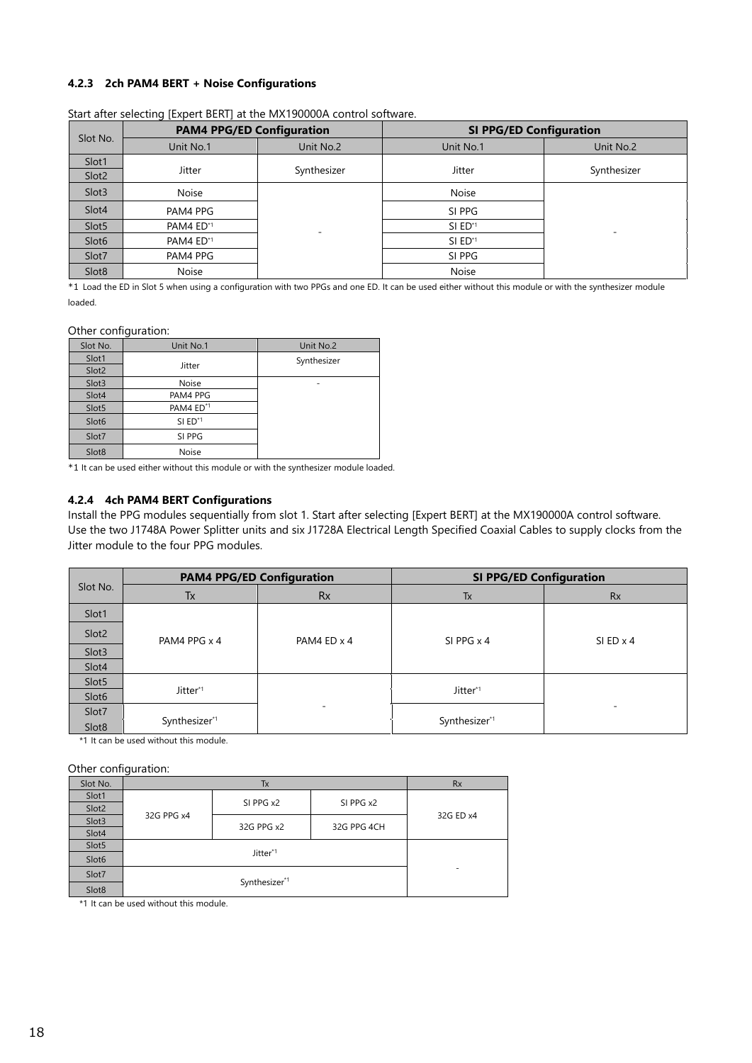### 4.2.3 2ch PAM4 BERT + Noise Configurations

Start after selecting [Expert BERT] at the MX190000A control software.

| Slot No. | PAM4 PPG/ED Configuration | | SI PPG/ED Configuration | |
|---|---|---|---|---|
| | Unit No.1 | Unit No.2 | Unit No.1 | Unit No.2 |
| Slot1 | Jitter | Synthesizer | Jitter | Synthesizer |
| Slot2 | | | | |
| Slot3 | Noise | - | Noise | - |
| Slot4 | PAM4 PPG | | SI PPG | |
| Slot5 | PAM4 ED*1 | | SI ED*1 | |
| Slot6 | PAM4 ED*1 | | SI ED*1 | |
| Slot7 | PAM4 PPG | | SI PPG | |
| Slot8 | Noise | | Noise | |

*1 Load the ED in Slot 5 when using a configuration with two PPGs and one ED. It can be used either without this module or with the synthesizer module loaded.

Other configuration:

| Slot No. | Unit No.1 | Unit No.2 |
|---|---|---|
| Slot1 | Jitter | Synthesizer |
| Slot2 | | |
| Slot3 | Noise | - |
| Slot4 | PAM4 PPG | |
| Slot5 | PAM4 ED*1 | |
| Slot6 | SI ED*1 | |
| Slot7 | SI PPG | |
| Slot8 | Noise | |

*1 It can be used either without this module or with the synthesizer module loaded.

### 4.2.4 4ch PAM4 BERT Configurations

Install the PPG modules sequentially from slot 1. Start after selecting [Expert BERT] at the MX190000A control software.
Use the two J1748A Power Splitter units and six J1728A Electrical Length Specified Coaxial Cables to supply clocks from the Jitter module to the four PPG modules.

| Slot No. | PAM4 PPG/ED Configuration | | SI PPG/ED Configuration | |
|---|---|---|---|---|
| | Tx | Rx | Tx | Rx |
| Slot1 | PAM4 PPG x 4 | PAM4 ED x 4 | SI PPG x 4 | SI ED x 4 |
| Slot2 | | | | |
| Slot3 | | | | |
| Slot4 | | | | |
| Slot5 | Jitter*1 | - | Jitter*1 | - |
| Slot6 | | | | |
| Slot7 | Synthesizer*1 | | Synthesizer*1 | |
| Slot8 | | | | |

*1 It can be used without this module.

Other configuration:

| Slot No. | Tx | | | Rx |
|---|---|---|---|---|
| Slot1 | 32G PPG x4 | SI PPG x2 | SI PPG x2 | 32G ED x4 |
| Slot2 | | | | |
| Slot3 | | 32G PPG x2 | 32G PPG 4CH | |
| Slot4 | | | | |
| Slot5 | Jitter*1 | | | - |
| Slot6 | | | | |
| Slot7 | Synthesizer*1 | | | |
| Slot8 | | | | |

*1 It can be used without this module.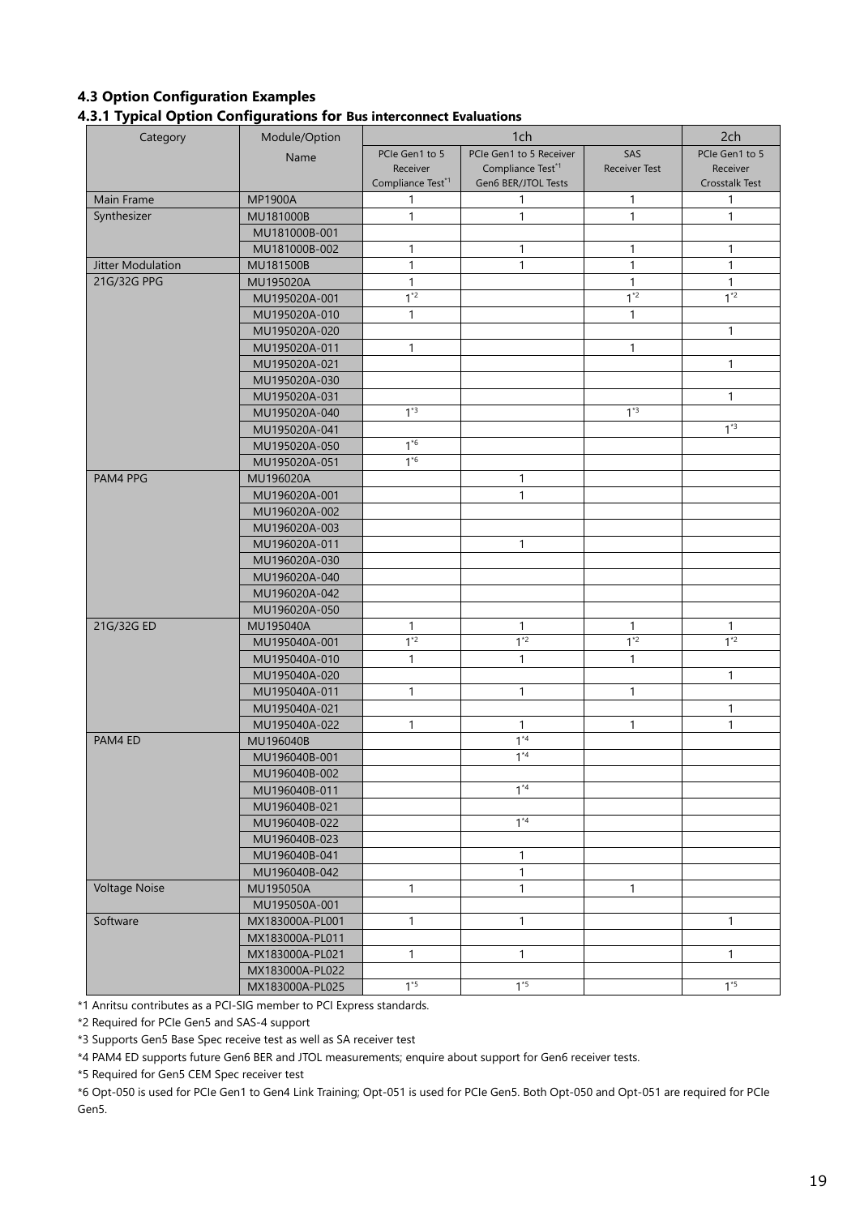### 4.3 Option Configuration Examples

#### 4.3.1 Typical Option Configurations for Bus interconnect Evaluations

| Category | Module/Option Name | 1ch | | | 2ch |
|---|---|---|---|---|---|
| | | PCIe Gen1 to 5 Receiver Compliance Test[*1] | PCIe Gen1 to 5 Receiver Compliance Test[*1] Gen6 BER/JTOL Tests | SAS Receiver Test | PCIe Gen1 to 5 Receiver Crosstalk Test |
| Main Frame | MP1900A | 1 | 1 | 1 | 1 |
| Synthesizer | MU181000B | 1 | 1 | 1 | 1 |
| | MU181000B-001 | | | | |
| | MU181000B-002 | 1 | 1 | 1 | 1 |
| Jitter Modulation | MU181500B | 1 | 1 | 1 | 1 |
| 21G/32G PPG | MU195020A | 1 | | 1 | 1 |
| | MU195020A-001 | 1[*2] | | 1[*2] | 1[*2] |
| | MU195020A-010 | 1 | | 1 | |
| | MU195020A-020 | | | | 1 |
| | MU195020A-011 | 1 | | 1 | |
| | MU195020A-021 | | | | 1 |
| | MU195020A-030 | | | | |
| | MU195020A-031 | | | | 1 |
| | MU195020A-040 | 1[*3] | | 1[*3] | |
| | MU195020A-041 | | | | 1[*3] |
| | MU195020A-050 | 1[*6] | | | |
| | MU195020A-051 | 1[*6] | | | |
| PAM4 PPG | MU196020A | | 1 | | |
| | MU196020A-001 | | 1 | | |
| | MU196020A-002 | | | | |
| | MU196020A-003 | | | | |
| | MU196020A-011 | | 1 | | |
| | MU196020A-030 | | | | |
| | MU196020A-040 | | | | |
| | MU196020A-042 | | | | |
| | MU196020A-050 | | | | |
| 21G/32G ED | MU195040A | 1 | 1 | 1 | 1 |
| | MU195040A-001 | 1[*2] | 1[*2] | 1[*2] | 1[*2] |
| | MU195040A-010 | 1 | 1 | 1 | |
| | MU195040A-020 | | | | 1 |
| | MU195040A-011 | 1 | 1 | 1 | |
| | MU195040A-021 | | | | 1 |
| | MU195040A-022 | 1 | 1 | 1 | 1 |
| PAM4 ED | MU196040B | | 1[*4] | | |
| | MU196040B-001 | | 1[*4] | | |
| | MU196040B-002 | | | | |
| | MU196040B-011 | | 1[*4] | | |
| | MU196040B-021 | | | | |
| | MU196040B-022 | | 1[*4] | | |
| | MU196040B-023 | | | | |
| | MU196040B-041 | | 1 | | |
| | MU196040B-042 | | 1 | | |
| Voltage Noise | MU195050A | 1 | 1 | 1 | |
| | MU195050A-001 | | | | |
| Software | MX183000A-PL001 | 1 | 1 | | 1 |
| | MX183000A-PL011 | | | | |
| | MX183000A-PL021 | 1 | 1 | | 1 |
| | MX183000A-PL022 | | | | |
| | MX183000A-PL025 | 1[*5] | 1[*5] | | 1[*5] |

*1 Anritsu contributes as a PCI-SIG member to PCI Express standards.

*2 Required for PCIe Gen5 and SAS-4 support

*3 Supports Gen5 Base Spec receive test as well as SA receiver test

*4 PAM4 ED supports future Gen6 BER and JTOL measurements; enquire about support for Gen6 receiver tests.

*5 Required for Gen5 CEM Spec receiver test

*6 Opt-050 is used for PCIe Gen1 to Gen4 Link Training; Opt-051 is used for PCIe Gen5. Both Opt-050 and Opt-051 are required for PCIe Gen5.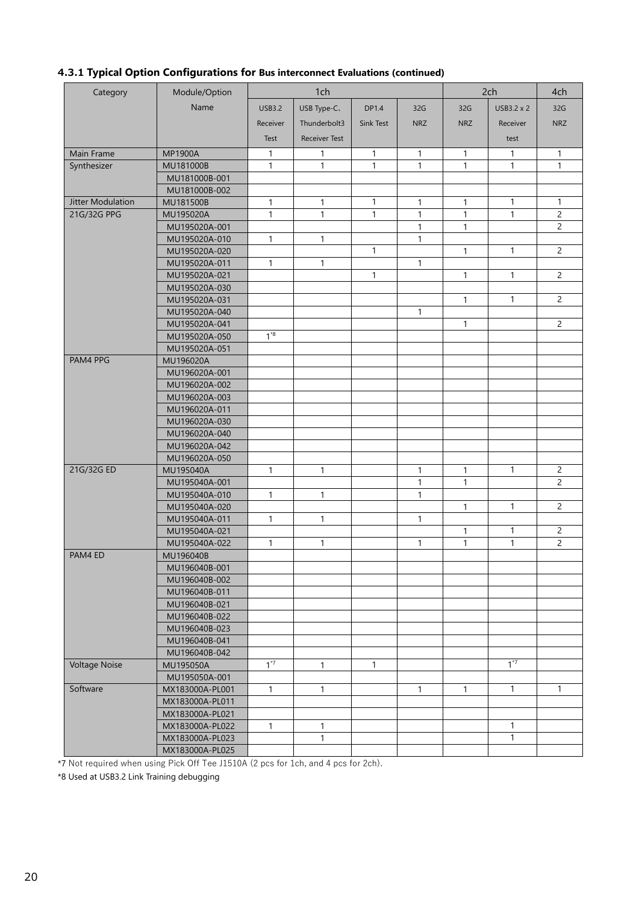### 4.3.1 Typical Option Configurations for Bus interconnect Evaluations (continued)

| Category | Module/Option Name | 1ch | | | | 2ch | | 4ch |
|---|---|---|---|---|---|---|---|---|
| | | USB3.2 Receiver Test | USB Type-C、Thunderbolt3 Receiver Test | DP1.4 Sink Test | 32G NRZ | 32G NRZ | USB3.2 x 2 Receiver test | 32G NRZ |
| Main Frame | MP1900A | 1 | 1 | 1 | 1 | 1 | 1 | 1 |
| Synthesizer | MU181000B | 1 | 1 | 1 | 1 | 1 | 1 | 1 |
| | MU181000B-001 | | | | | | | |
| | MU181000B-002 | | | | | | | |
| Jitter Modulation | MU181500B | 1 | 1 | 1 | 1 | 1 | 1 | 1 |
| 21G/32G PPG | MU195020A | 1 | 1 | 1 | 1 | 1 | 1 | 2 |
| | MU195020A-001 | | | | 1 | 1 | | 2 |
| | MU195020A-010 | 1 | 1 | | 1 | | | |
| | MU195020A-020 | | | 1 | | 1 | 1 | 2 |
| | MU195020A-011 | 1 | 1 | | 1 | | | |
| | MU195020A-021 | | | 1 | | 1 | 1 | 2 |
| | MU195020A-030 | | | | | | | |
| | MU195020A-031 | | | | | 1 | 1 | 2 |
| | MU195020A-040 | | | | 1 | | | |
| | MU195020A-041 | | | | | 1 | | 2 |
| | MU195020A-050 | 1*8 | | | | | | |
| | MU195020A-051 | | | | | | | |
| PAM4 PPG | MU196020A | | | | | | | |
| | MU196020A-001 | | | | | | | |
| | MU196020A-002 | | | | | | | |
| | MU196020A-003 | | | | | | | |
| | MU196020A-011 | | | | | | | |
| | MU196020A-030 | | | | | | | |
| | MU196020A-040 | | | | | | | |
| | MU196020A-042 | | | | | | | |
| | MU196020A-050 | | | | | | | |
| 21G/32G ED | MU195040A | 1 | 1 | | 1 | 1 | 1 | 2 |
| | MU195040A-001 | | | | 1 | 1 | | 2 |
| | MU195040A-010 | 1 | 1 | | 1 | | | |
| | MU195040A-020 | | | | | 1 | 1 | 2 |
| | MU195040A-011 | 1 | 1 | | 1 | | | |
| | MU195040A-021 | | | | | 1 | 1 | 2 |
| | MU195040A-022 | 1 | 1 | | 1 | 1 | 1 | 2 |
| PAM4 ED | MU196040B | | | | | | | |
| | MU196040B-001 | | | | | | | |
| | MU196040B-002 | | | | | | | |
| | MU196040B-011 | | | | | | | |
| | MU196040B-021 | | | | | | | |
| | MU196040B-022 | | | | | | | |
| | MU196040B-023 | | | | | | | |
| | MU196040B-041 | | | | | | | |
| | MU196040B-042 | | | | | | | |
| Voltage Noise | MU195050A | 1*7 | 1 | 1 | | | 1*7 | |
| | MU195050A-001 | | | | | | | |
| Software | MX183000A-PL001 | 1 | 1 | | 1 | 1 | 1 | 1 |
| | MX183000A-PL011 | | | | | | | |
| | MX183000A-PL021 | | | | | | | |
| | MX183000A-PL022 | 1 | 1 | | | | 1 | |
| | MX183000A-PL023 | | 1 | | | | 1 | |
| | MX183000A-PL025 | | | | | | | |

*7 Not required when using Pick Off Tee J1510A (2 pcs for 1ch, and 4 pcs for 2ch).

*8 Used at USB3.2 Link Training debugging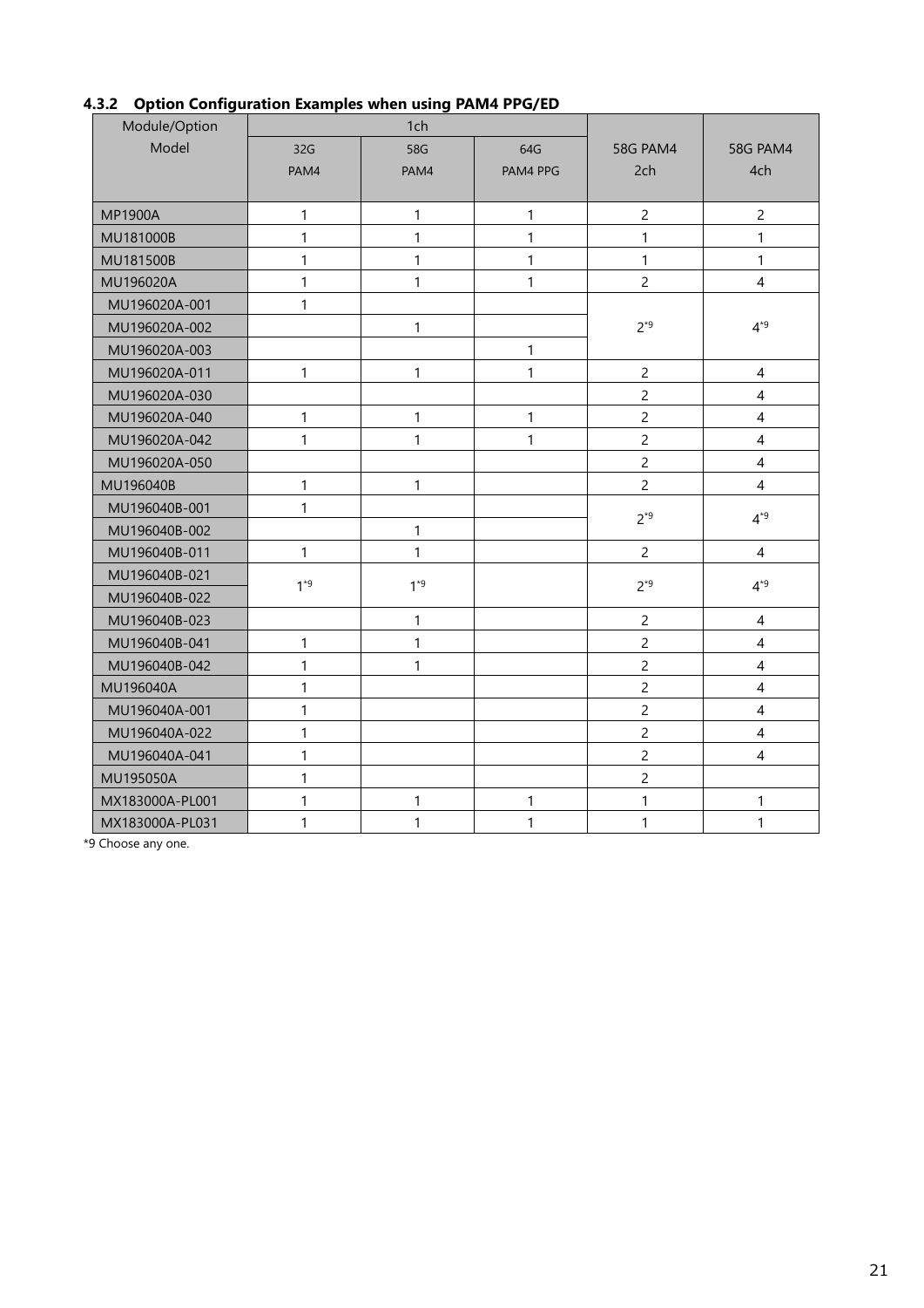### 4.3.2 Option Configuration Examples when using PAM4 PPG/ED

| Module/Option Model | 1ch | | | 58G PAM4 2ch | 58G PAM4 4ch |
|---|---|---|---|---|---|
| | 32G PAM4 | 58G PAM4 | 64G PAM4 PPG | | |
| MP1900A | 1 | 1 | 1 | 2 | 2 |
| MU181000B | 1 | 1 | 1 | 1 | 1 |
| MU181500B | 1 | 1 | 1 | 1 | 1 |
| MU196020A | 1 | 1 | 1 | 2 | 4 |
| MU196020A-001 | 1 | | | 2*9 | 4*9 |
| MU196020A-002 | | 1 | | | |
| MU196020A-003 | | | 1 | | |
| MU196020A-011 | 1 | 1 | 1 | 2 | 4 |
| MU196020A-030 | | | | 2 | 4 |
| MU196020A-040 | 1 | 1 | 1 | 2 | 4 |
| MU196020A-042 | 1 | 1 | 1 | 2 | 4 |
| MU196020A-050 | | | | 2 | 4 |
| MU196040B | 1 | 1 | | 2 | 4 |
| MU196040B-001 | 1 | | | 2*9 | 4*9 |
| MU196040B-002 | | 1 | | | |
| MU196040B-011 | 1 | 1 | | 2 | 4 |
| MU196040B-021 | 1*9 | 1*9 | | 2*9 | 4*9 |
| MU196040B-022 | | | | | |
| MU196040B-023 | | 1 | | 2 | 4 |
| MU196040B-041 | 1 | 1 | | 2 | 4 |
| MU196040B-042 | 1 | 1 | | 2 | 4 |
| MU196040A | 1 | | | 2 | 4 |
| MU196040A-001 | 1 | | | 2 | 4 |
| MU196040A-022 | 1 | | | 2 | 4 |
| MU196040A-041 | 1 | | | 2 | 4 |
| MU195050A | 1 | | | 2 | |
| MX183000A-PL001 | 1 | 1 | 1 | 1 | 1 |
| MX183000A-PL031 | 1 | 1 | 1 | 1 | 1 |

*9 Choose any one.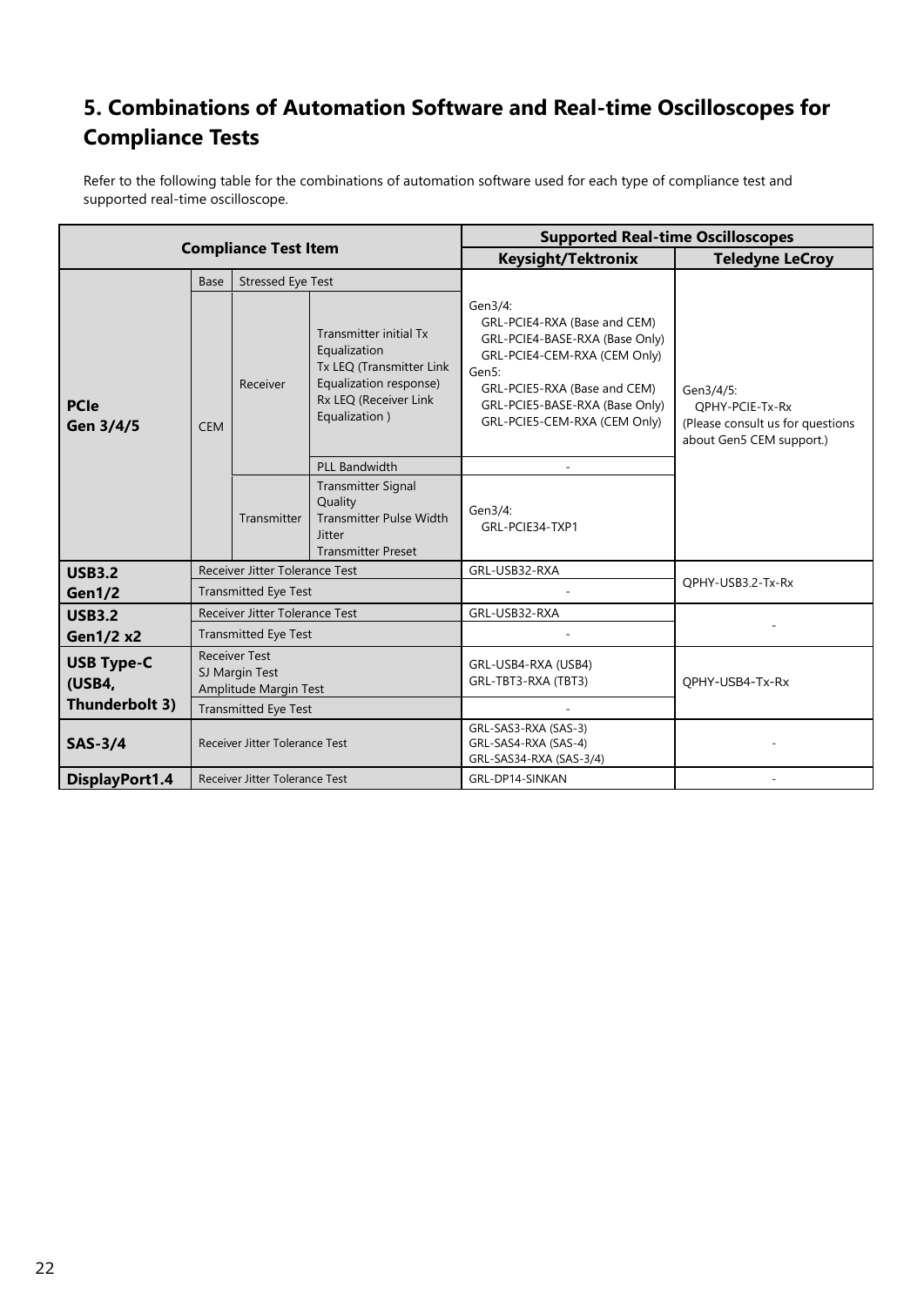## 5. Combinations of Automation Software and Real-time Oscilloscopes for Compliance Tests

Refer to the following table for the combinations of automation software used for each type of compliance test and supported real-time oscilloscope.

| Compliance Test Item | | | | Supported Real-time Oscilloscopes | |
|---|---|---|---|---|---|
| | | | | Keysight/Tektronix | Teledyne LeCroy |
| **PCIe Gen 3/4/5** | Base | Stressed Eye Test | | Gen3/4: GRL-PCIE4-RXA (Base and CEM) GRL-PCIE4-BASE-RXA (Base Only) GRL-PCIE4-CEM-RXA (CEM Only) Gen5: GRL-PCIE5-RXA (Base and CEM) GRL-PCIE5-BASE-RXA (Base Only) GRL-PCIE5-CEM-RXA (CEM Only) | Gen3/4/5: QPHY-PCIE-Tx-Rx (Please consult us for questions about Gen5 CEM support.) |
| | CEM | Receiver | Transmitter initial Tx Equalization Tx LEQ (Transmitter Link Equalization response) Rx LEQ (Receiver Link Equalization ) | | |
| | | | PLL Bandwidth | - | |
| | | Transmitter | Transmitter Signal Quality Transmitter Pulse Width Jitter Transmitter Preset | Gen3/4: GRL-PCIE34-TXP1 | |
| **USB3.2 Gen1/2** | Receiver Jitter Tolerance Test | | | GRL-USB32-RXA | QPHY-USB3.2-Tx-Rx |
| | Transmitted Eye Test | | | - | |
| **USB3.2 Gen1/2 x2** | Receiver Jitter Tolerance Test | | | GRL-USB32-RXA | - |
| | Transmitted Eye Test | | | - | |
| **USB Type-C (USB4, Thunderbolt 3)** | Receiver Test SJ Margin Test Amplitude Margin Test | | | GRL-USB4-RXA (USB4) GRL-TBT3-RXA (TBT3) | QPHY-USB4-Tx-Rx |
| | Transmitted Eye Test | | | - | |
| **SAS-3/4** | Receiver Jitter Tolerance Test | | | GRL-SAS3-RXA (SAS-3) GRL-SAS4-RXA (SAS-4) GRL-SAS34-RXA (SAS-3/4) | - |
| **DisplayPort1.4** | Receiver Jitter Tolerance Test | | | GRL-DP14-SINKAN | - |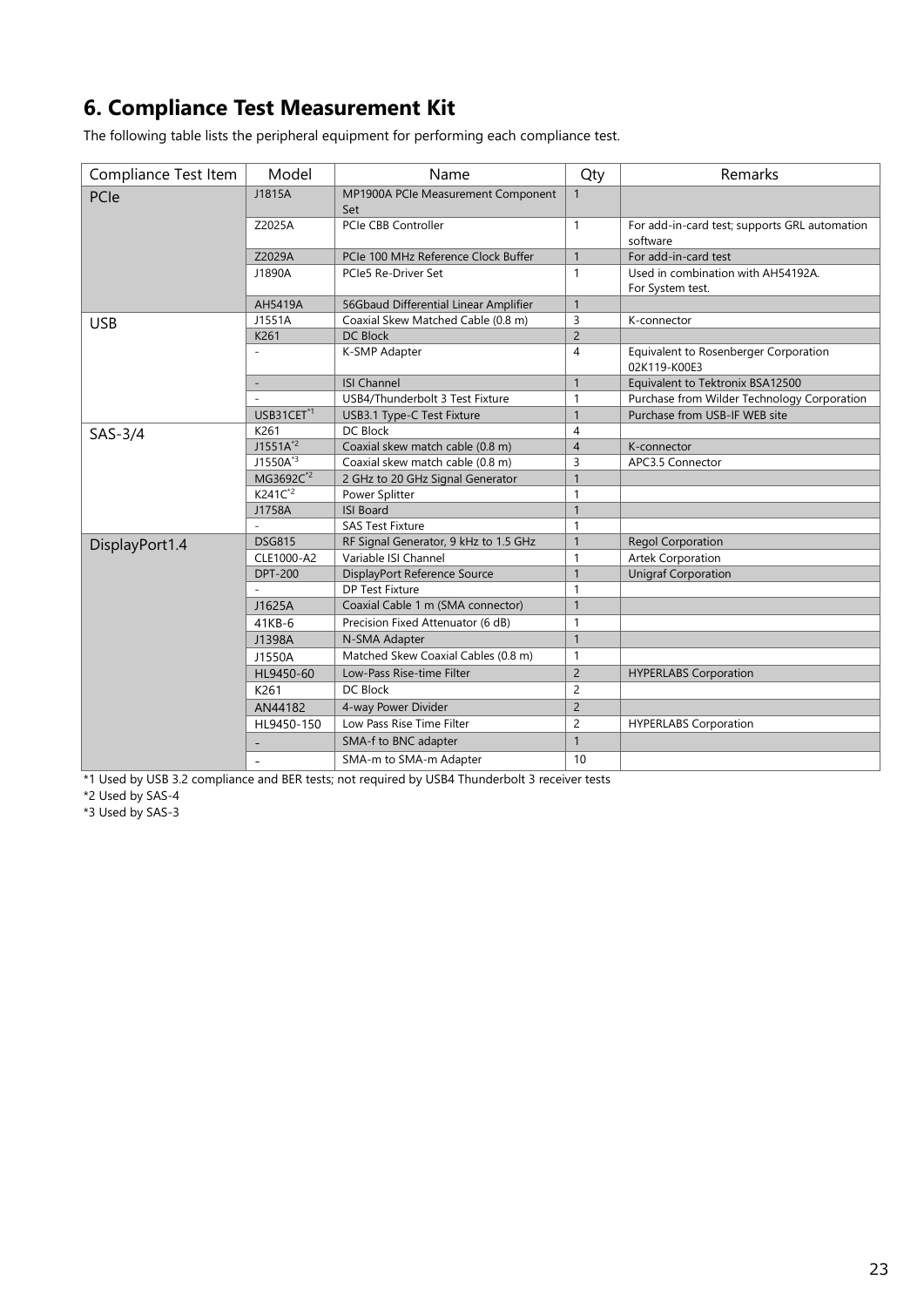## 6. Compliance Test Measurement Kit

The following table lists the peripheral equipment for performing each compliance test.

| Compliance Test Item | Model | Name | Qty | Remarks |
|---|---|---|---|---|
| PCIe | J1815A | MP1900A PCIe Measurement Component Set | 1 | |
| | Z2025A | PCIe CBB Controller | 1 | For add-in-card test; supports GRL automation software |
| | Z2029A | PCIe 100 MHz Reference Clock Buffer | 1 | For add-in-card test |
| | J1890A | PCIe5 Re-Driver Set | 1 | Used in combination with AH54192A. For System test. |
| | AH5419A | 56Gbaud Differential Linear Amplifier | 1 | |
| USB | J1551A | Coaxial Skew Matched Cable (0.8 m) | 3 | K-connector |
| | K261 | DC Block | 2 | |
| | - | K-SMP Adapter | 4 | Equivalent to Rosenberger Corporation 02K119-K00E3 |
| | - | ISI Channel | 1 | Equivalent to Tektronix BSA12500 |
| | - | USB4/Thunderbolt 3 Test Fixture | 1 | Purchase from Wilder Technology Corporation |
| | USB31CET[*1] | USB3.1 Type-C Test Fixture | 1 | Purchase from USB-IF WEB site |
| SAS-3/4 | K261 | DC Block | 4 | |
| | J1551A[*2] | Coaxial skew match cable (0.8 m) | 4 | K-connector |
| | J1550A[*3] | Coaxial skew match cable (0.8 m) | 3 | APC3.5 Connector |
| | MG3692C[*2] | 2 GHz to 20 GHz Signal Generator | 1 | |
| | K241C[*2] | Power Splitter | 1 | |
| | J1758A | ISI Board | 1 | |
| | - | SAS Test Fixture | 1 | |
| DisplayPort1.4 | DSG815 | RF Signal Generator, 9 kHz to 1.5 GHz | 1 | Regol Corporation |
| | CLE1000-A2 | Variable ISI Channel | 1 | Artek Corporation |
| | DPT-200 | DisplayPort Reference Source | 1 | Unigraf Corporation |
| | - | DP Test Fixture | 1 | |
| | J1625A | Coaxial Cable 1 m (SMA connector) | 1 | |
| | 41KB-6 | Precision Fixed Attenuator (6 dB) | 1 | |
| | J1398A | N-SMA Adapter | 1 | |
| | J1550A | Matched Skew Coaxial Cables (0.8 m) | 1 | |
| | HL9450-60 | Low-Pass Rise-time Filter | 2 | HYPERLABS Corporation |
| | K261 | DC Block | 2 | |
| | AN44182 | 4-way Power Divider | 2 | |
| | HL9450-150 | Low Pass Rise Time Filter | 2 | HYPERLABS Corporation |
| | - | SMA-f to BNC adapter | 1 | |
| | - | SMA-m to SMA-m Adapter | 10 | |

*1 Used by USB 3.2 compliance and BER tests; not required by USB4 Thunderbolt 3 receiver tests

*2 Used by SAS-4

*3 Used by SAS-3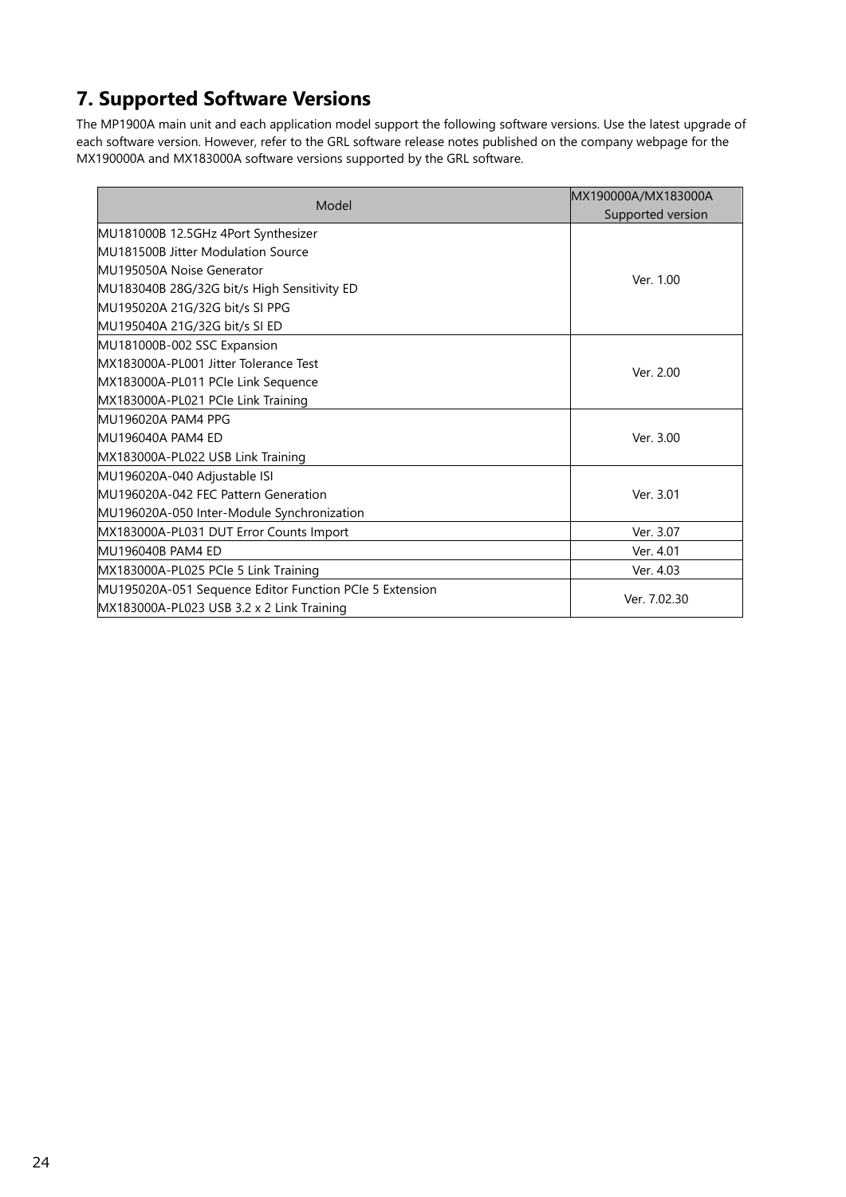## 7. Supported Software Versions

The MP1900A main unit and each application model support the following software versions. Use the latest upgrade of each software version. However, refer to the GRL software release notes published on the company webpage for the MX190000A and MX183000A software versions supported by the GRL software.

| Model | MX190000A/MX183000A Supported version |
|---|---|
| MU181000B 12.5GHz 4Port Synthesizer<br>MU181500B Jitter Modulation Source<br>MU195050A Noise Generator<br>MU183040B 28G/32G bit/s High Sensitivity ED<br>MU195020A 21G/32G bit/s SI PPG<br>MU195040A 21G/32G bit/s SI ED | Ver. 1.00 |
| MU181000B-002 SSC Expansion<br>MX183000A-PL001 Jitter Tolerance Test<br>MX183000A-PL011 PCIe Link Sequence<br>MX183000A-PL021 PCIe Link Training | Ver. 2.00 |
| MU196020A PAM4 PPG<br>MU196040A PAM4 ED<br>MX183000A-PL022 USB Link Training | Ver. 3.00 |
| MU196020A-040 Adjustable ISI<br>MU196020A-042 FEC Pattern Generation<br>MU196020A-050 Inter-Module Synchronization | Ver. 3.01 |
| MX183000A-PL031 DUT Error Counts Import | Ver. 3.07 |
| MU196040B PAM4 ED | Ver. 4.01 |
| MX183000A-PL025 PCIe 5 Link Training | Ver. 4.03 |
| MU195020A-051 Sequence Editor Function PCIe 5 Extension<br>MX183000A-PL023 USB 3.2 x 2 Link Training | Ver. 7.02.30 |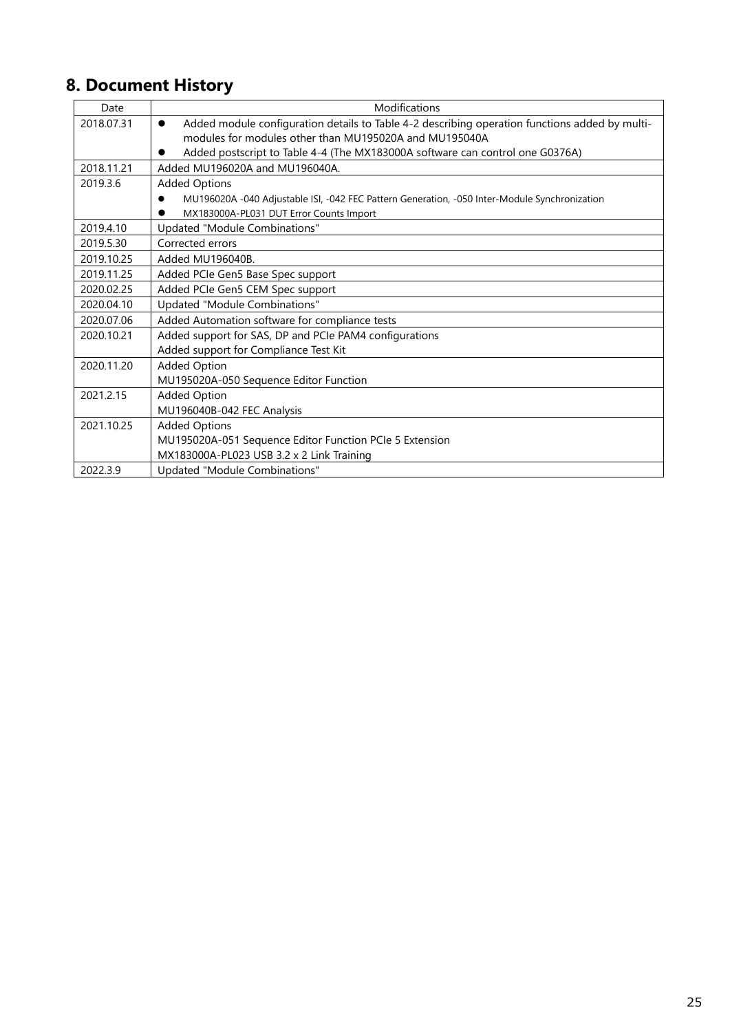## 8. Document History

| Date | Modifications |
|---|---|
| 2018.07.31 | • Added module configuration details to Table 4-2 describing operation functions added by multi-modules for modules other than MU195020A and MU195040A<br>• Added postscript to Table 4-4 (The MX183000A software can control one G0376A) |
| 2018.11.21 | Added MU196020A and MU196040A. |
| 2019.3.6 | Added Options<br>• MU196020A -040 Adjustable ISI, -042 FEC Pattern Generation, -050 Inter-Module Synchronization<br>• MX183000A-PL031 DUT Error Counts Import |
| 2019.4.10 | Updated "Module Combinations" |
| 2019.5.30 | Corrected errors |
| 2019.10.25 | Added MU196040B. |
| 2019.11.25 | Added PCIe Gen5 Base Spec support |
| 2020.02.25 | Added PCIe Gen5 CEM Spec support |
| 2020.04.10 | Updated "Module Combinations" |
| 2020.07.06 | Added Automation software for compliance tests |
| 2020.10.21 | Added support for SAS, DP and PCIe PAM4 configurations<br>Added support for Compliance Test Kit |
| 2020.11.20 | Added Option<br>MU195020A-050 Sequence Editor Function |
| 2021.2.15 | Added Option<br>MU196040B-042 FEC Analysis |
| 2021.10.25 | Added Options<br>MU195020A-051 Sequence Editor Function PCIe 5 Extension<br>MX183000A-PL023 USB 3.2 x 2 Link Training |
| 2022.3.9 | Updated "Module Combinations" |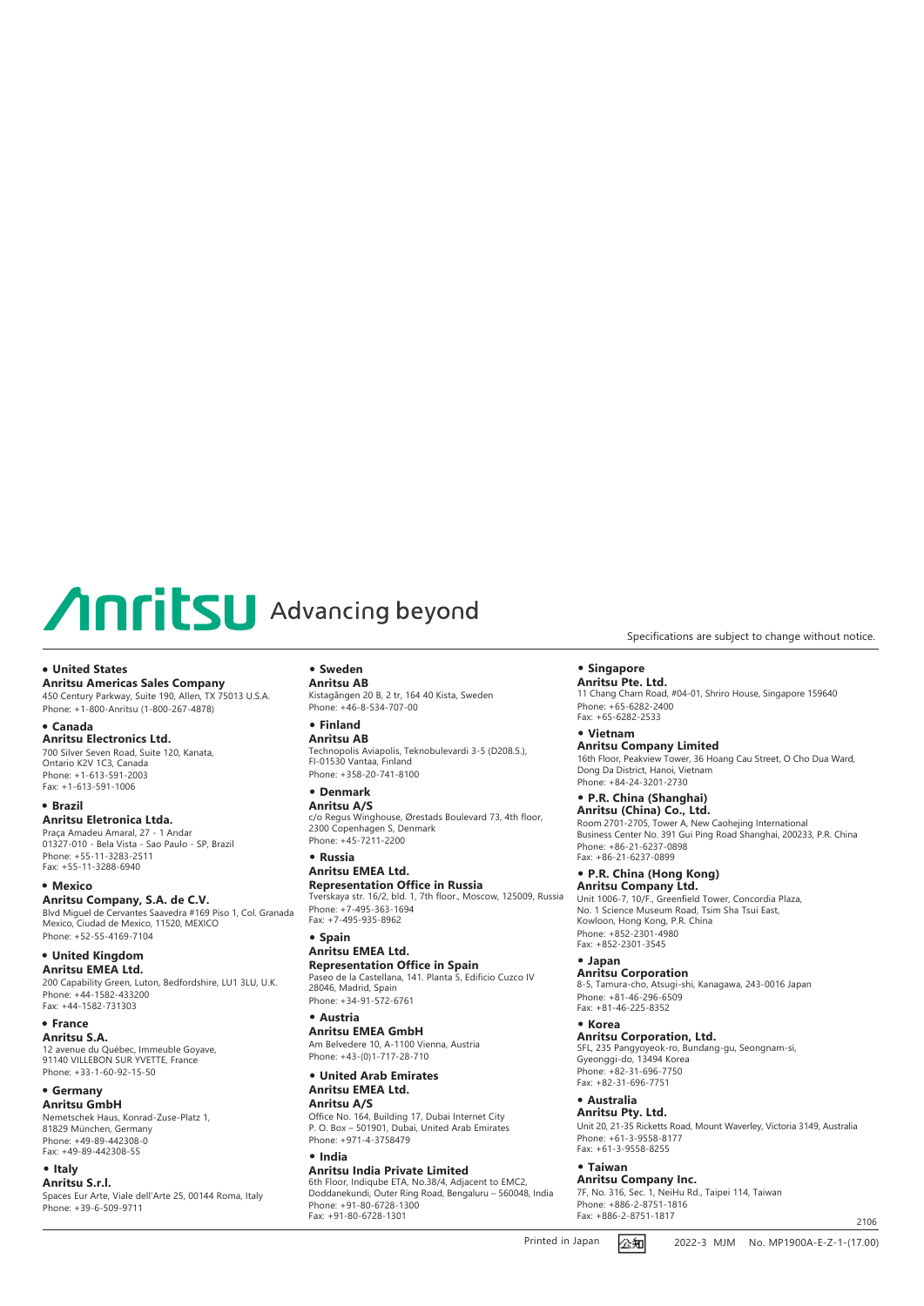Anritsu Advancing beyond

Specifications are subject to change without notice.

**• United States**
**Anritsu Americas Sales Company**
450 Century Parkway, Suite 190, Allen, TX 75013 U.S.A.
Phone: +1-800-Anritsu (1-800-267-4878)

**• Canada**
**Anritsu Electronics Ltd.**
700 Silver Seven Road, Suite 120, Kanata,
Ontario K2V 1C3, Canada
Phone: +1-613-591-2003
Fax: +1-613-591-1006

**• Brazil**
**Anritsu Eletronica Ltda.**
Praça Amadeu Amaral, 27 - 1 Andar
01327-010 - Bela Vista - Sao Paulo - SP, Brazil
Phone: +55-11-3283-2511
Fax: +55-11-3288-6940

**• Mexico**
**Anritsu Company, S.A. de C.V.**
Blvd Miguel de Cervantes Saavedra #169 Piso 1, Col. Granada
Mexico, Ciudad de Mexico, 11520, MEXICO
Phone: +52-55-4169-7104

**• United Kingdom**
**Anritsu EMEA Ltd.**
200 Capability Green, Luton, Bedfordshire, LU1 3LU, U.K.
Phone: +44-1582-433200
Fax: +44-1582-731303

**• France**
**Anritsu S.A.**
12 avenue du Québec, Immeuble Goyave,
91140 VILLEBON SUR YVETTE, France
Phone: +33-1-60-92-15-50

**• Germany**
**Anritsu GmbH**
Nemetschek Haus, Konrad-Zuse-Platz 1,
81829 München, Germany
Phone: +49-89-442308-0
Fax: +49-89-442308-55

**• Italy**
**Anritsu S.r.l.**
Spaces Eur Arte, Viale dell'Arte 25, 00144 Roma, Italy
Phone: +39-6-509-9711

**• Sweden**
**Anritsu AB**
Kistagången 20 B, 2 tr, 164 40 Kista, Sweden
Phone: +46-8-534-707-00

**• Finland**
**Anritsu AB**
Technopolis Aviapolis, Teknobulevardi 3-5 (D208.5.),
FI-01530 Vantaa, Finland
Phone: +358-20-741-8100

**• Denmark**
**Anritsu A/S**
c/o Regus Winghouse, Ørestads Boulevard 73, 4th floor,
2300 Copenhagen S, Denmark
Phone: +45-7211-2200

**• Russia**
**Anritsu EMEA Ltd.**
**Representation Office in Russia**
Tverskaya str. 16/2, bld. 1, 7th floor., Moscow, 125009, Russia
Phone: +7-495-363-1694
Fax: +7-495-935-8962

**• Spain**
**Anritsu EMEA Ltd.**
**Representation Office in Spain**
Paseo de la Castellana, 141. Planta 5, Edificio Cuzco IV
28046, Madrid, Spain
Phone: +34-91-572-6761

**• Austria**
**Anritsu EMEA GmbH**
Am Belvedere 10, A-1100 Vienna, Austria
Phone: +43-(0)1-717-28-710

**• United Arab Emirates**
**Anritsu EMEA Ltd.**
**Anritsu A/S**
Office No. 164, Building 17, Dubai Internet City
P. O. Box – 501901, Dubai, United Arab Emirates
Phone: +971-4-3758479

**• India**
**Anritsu India Private Limited**
6th Floor, Indiqube ETA, No.38/4, Adjacent to EMC2,
Doddanekundi, Outer Ring Road, Bengaluru – 560048, India
Phone: +91-80-6728-1300
Fax: +91-80-6728-1301

**• Singapore**
**Anritsu Pte. Ltd.**
11 Chang Charn Road, #04-01, Shriro House, Singapore 159640
Phone: +65-6282-2400
Fax: +65-6282-2533

**• Vietnam**
**Anritsu Company Limited**
16th Floor, Peakview Tower, 36 Hoang Cau Street, O Cho Dua Ward,
Dong Da District, Hanoi, Vietnam
Phone: +84-24-3201-2730

**• P.R. China (Shanghai)**
**Anritsu (China) Co., Ltd.**
Room 2701-2705, Tower A, New Caohejing International
Business Center No. 391 Gui Ping Road Shanghai, 200233, P.R. China
Phone: +86-21-6237-0898
Fax: +86-21-6237-0899

**• P.R. China (Hong Kong)**
**Anritsu Company Ltd.**
Unit 1006-7, 10/F., Greenfield Tower, Concordia Plaza,
No. 1 Science Museum Road, Tsim Sha Tsui East,
Kowloon, Hong Kong, P.R. China
Phone: +852-2301-4980
Fax: +852-2301-3545

**• Japan**
**Anritsu Corporation**
8-5, Tamura-cho, Atsugi-shi, Kanagawa, 243-0016 Japan
Phone: +81-46-296-6509
Fax: +81-46-225-8352

**• Korea**
**Anritsu Corporation, Ltd.**
5FL, 235 Pangyoyeok-ro, Bundang-gu, Seongnam-si,
Gyeonggi-do, 13494 Korea
Phone: +82-31-696-7750
Fax: +82-31-696-7751

**• Australia**
**Anritsu Pty. Ltd.**
Unit 20, 21-35 Ricketts Road, Mount Waverley, Victoria 3149, Australia
Phone: +61-3-9558-8177
Fax: +61-3-9558-8255

**• Taiwan**
**Anritsu Company Inc.**
7F, No. 316, Sec. 1, NeiHu Rd., Taipei 114, Taiwan
Phone: +886-2-8751-1816
Fax: +886-2-8751-1817

2106

Printed in Japan 公知 2022-3 MJM No. MP1900A-E-Z-1-(17.00)